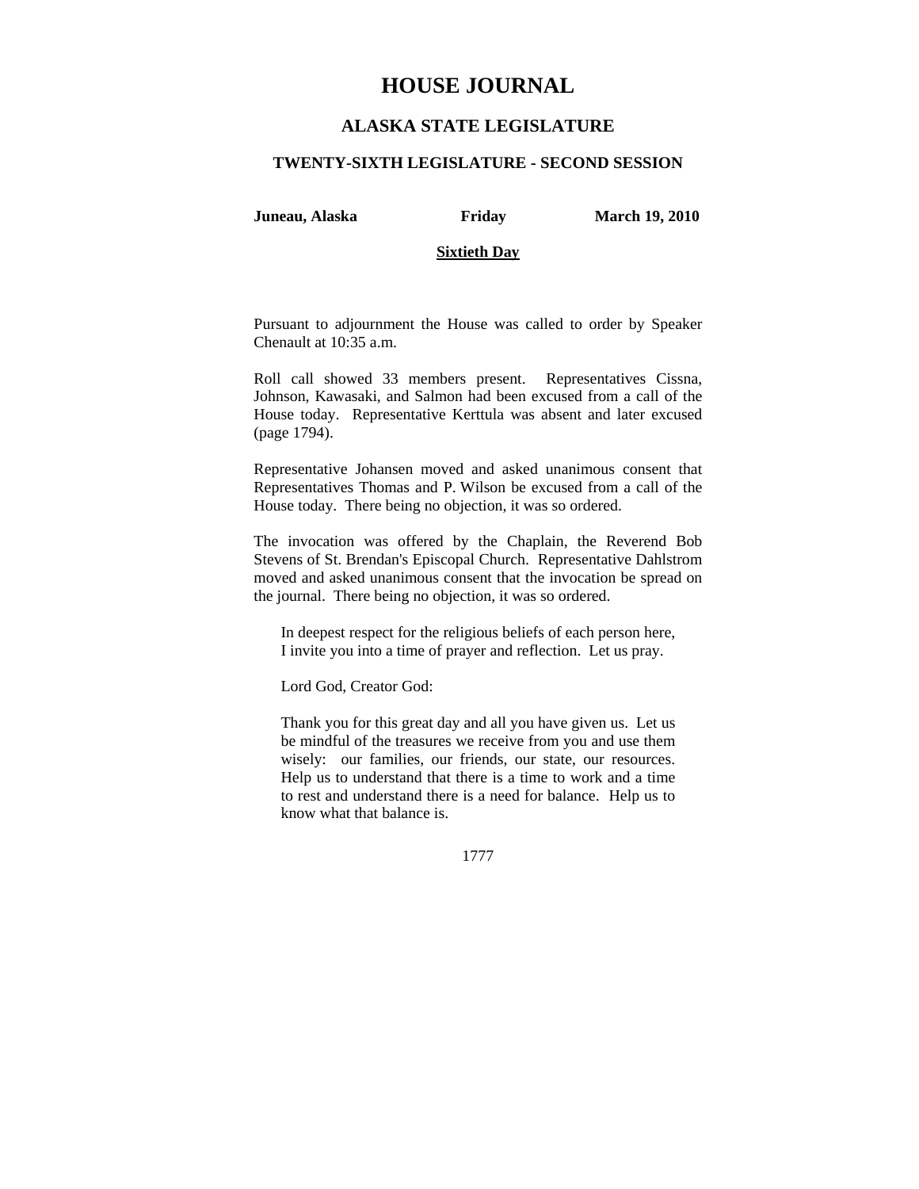# HOUSE JOURNAL

## ALASKA STATE LEGISLATURE

### TWENTY-SIXTH LEGISLATURE - SECOND SESSION

**Juneau, Alaska** **Friday** **March 19, 2010**

**Sixtieth Day**

Pursuant to adjournment the House was called to order by Speaker Chenault at 10:35 a.m.

Roll call showed 33 members present. Representatives Cissna, Johnson, Kawasaki, and Salmon had been excused from a call of the House today. Representative Kerttula was absent and later excused (page 1794).

Representative Johansen moved and asked unanimous consent that Representatives Thomas and P. Wilson be excused from a call of the House today. There being no objection, it was so ordered.

The invocation was offered by the Chaplain, the Reverend Bob Stevens of St. Brendan's Episcopal Church. Representative Dahlstrom moved and asked unanimous consent that the invocation be spread on the journal. There being no objection, it was so ordered.

> In deepest respect for the religious beliefs of each person here, I invite you into a time of prayer and reflection. Let us pray.
>
> Lord God, Creator God:
>
> Thank you for this great day and all you have given us. Let us be mindful of the treasures we receive from you and use them wisely: our families, our friends, our state, our resources. Help us to understand that there is a time to work and a time to rest and understand there is a need for balance. Help us to know what that balance is.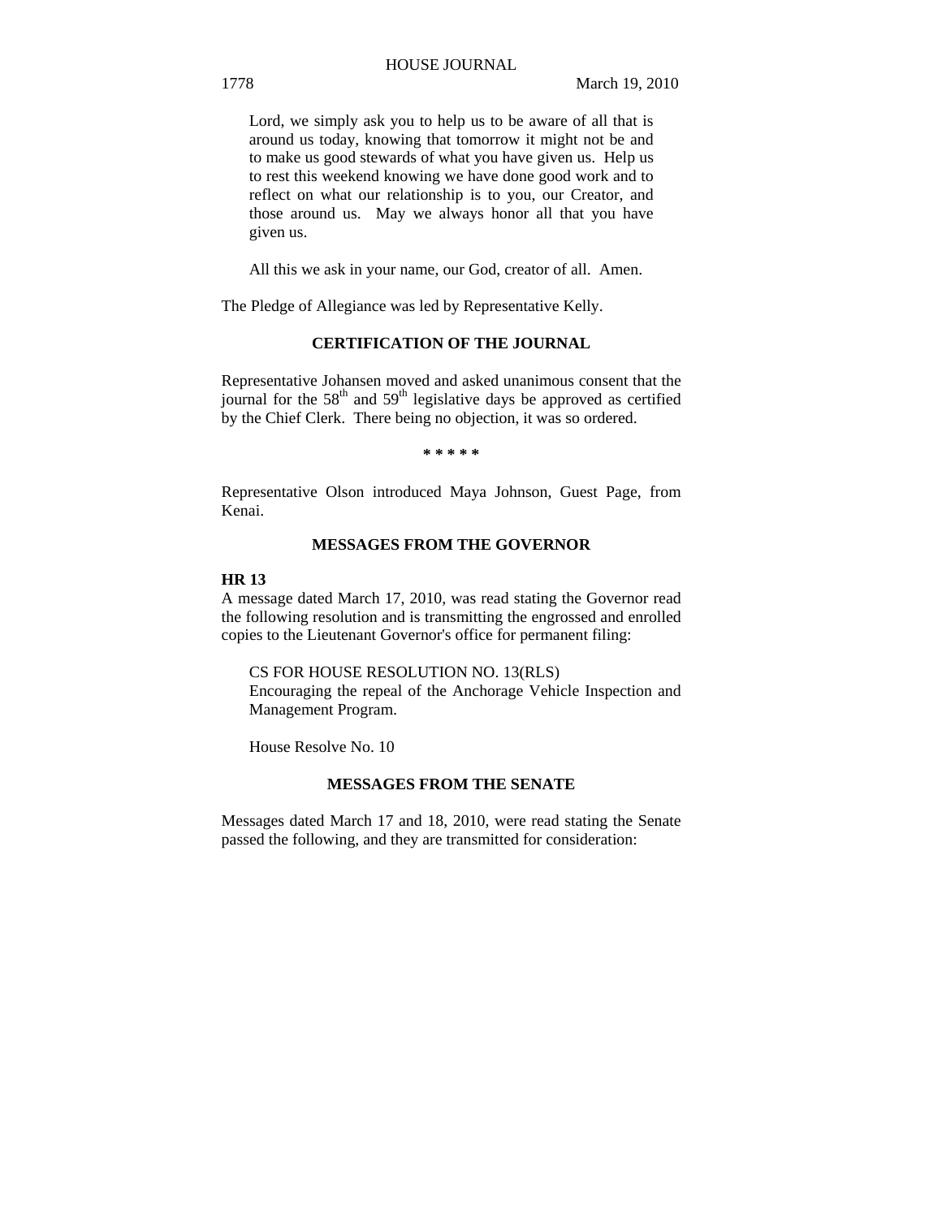Lord, we simply ask you to help us to be aware of all that is around us today, knowing that tomorrow it might not be and to make us good stewards of what you have given us. Help us to rest this weekend knowing we have done good work and to reflect on what our relationship is to you, our Creator, and those around us. May we always honor all that you have given us.

All this we ask in your name, our God, creator of all. Amen.

The Pledge of Allegiance was led by Representative Kelly.

## CERTIFICATION OF THE JOURNAL

Representative Johansen moved and asked unanimous consent that the journal for the 58th and 59th legislative days be approved as certified by the Chief Clerk. There being no objection, it was so ordered.

**\* \* \* \* \***

Representative Olson introduced Maya Johnson, Guest Page, from Kenai.

## MESSAGES FROM THE GOVERNOR

**HR 13**

A message dated March 17, 2010, was read stating the Governor read the following resolution and is transmitting the engrossed and enrolled copies to the Lieutenant Governor's office for permanent filing:

CS FOR HOUSE RESOLUTION NO. 13(RLS)
Encouraging the repeal of the Anchorage Vehicle Inspection and Management Program.

House Resolve No. 10

## MESSAGES FROM THE SENATE

Messages dated March 17 and 18, 2010, were read stating the Senate passed the following, and they are transmitted for consideration: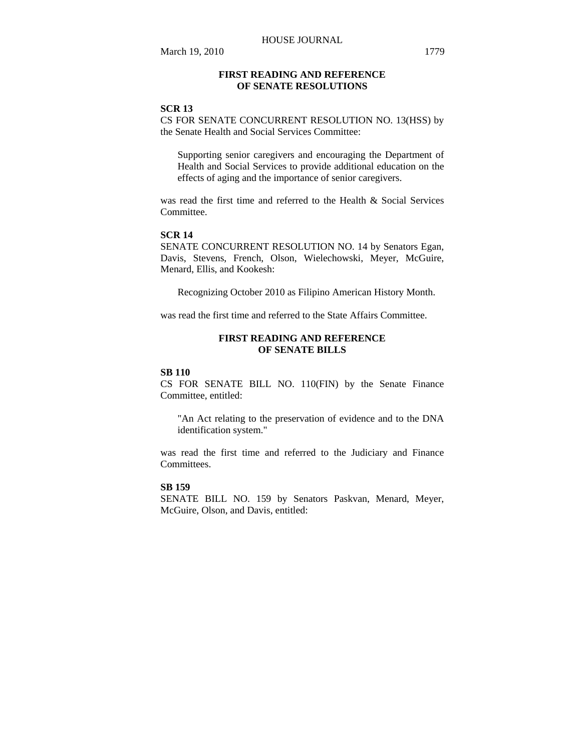## FIRST READING AND REFERENCE OF SENATE RESOLUTIONS

**SCR 13**

CS FOR SENATE CONCURRENT RESOLUTION NO. 13(HSS) by the Senate Health and Social Services Committee:

> Supporting senior caregivers and encouraging the Department of Health and Social Services to provide additional education on the effects of aging and the importance of senior caregivers.

was read the first time and referred to the Health & Social Services Committee.

**SCR 14**

SENATE CONCURRENT RESOLUTION NO. 14 by Senators Egan, Davis, Stevens, French, Olson, Wielechowski, Meyer, McGuire, Menard, Ellis, and Kookesh:

> Recognizing October 2010 as Filipino American History Month.

was read the first time and referred to the State Affairs Committee.

## FIRST READING AND REFERENCE OF SENATE BILLS

**SB 110**

CS FOR SENATE BILL NO. 110(FIN) by the Senate Finance Committee, entitled:

> "An Act relating to the preservation of evidence and to the DNA identification system."

was read the first time and referred to the Judiciary and Finance Committees.

**SB 159**

SENATE BILL NO. 159 by Senators Paskvan, Menard, Meyer, McGuire, Olson, and Davis, entitled: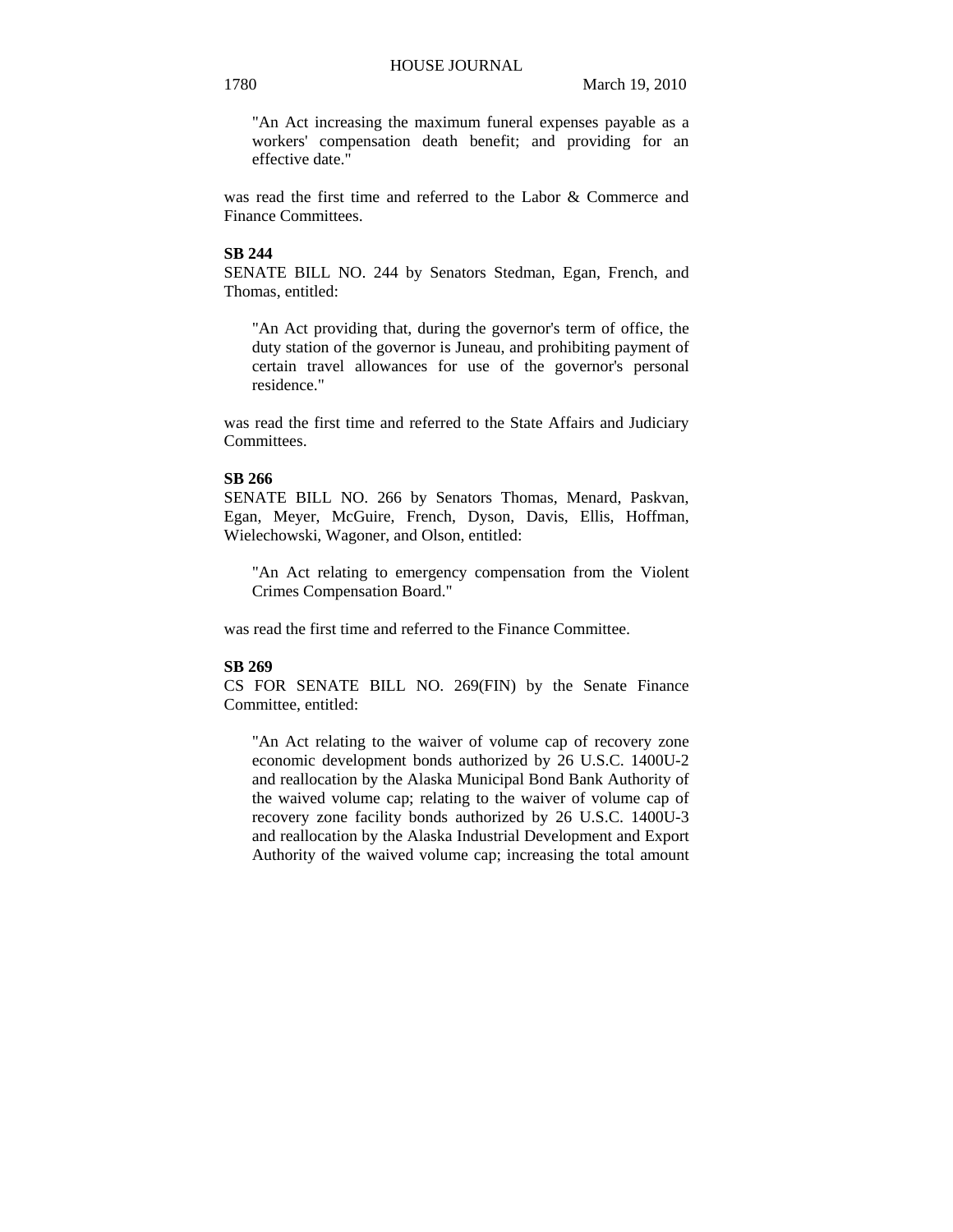"An Act increasing the maximum funeral expenses payable as a workers' compensation death benefit; and providing for an effective date."

was read the first time and referred to the Labor & Commerce and Finance Committees.

**SB 244**

SENATE BILL NO. 244 by Senators Stedman, Egan, French, and Thomas, entitled:

"An Act providing that, during the governor's term of office, the duty station of the governor is Juneau, and prohibiting payment of certain travel allowances for use of the governor's personal residence."

was read the first time and referred to the State Affairs and Judiciary Committees.

**SB 266**

SENATE BILL NO. 266 by Senators Thomas, Menard, Paskvan, Egan, Meyer, McGuire, French, Dyson, Davis, Ellis, Hoffman, Wielechowski, Wagoner, and Olson, entitled:

"An Act relating to emergency compensation from the Violent Crimes Compensation Board."

was read the first time and referred to the Finance Committee.

**SB 269**

CS FOR SENATE BILL NO. 269(FIN) by the Senate Finance Committee, entitled:

"An Act relating to the waiver of volume cap of recovery zone economic development bonds authorized by 26 U.S.C. 1400U-2 and reallocation by the Alaska Municipal Bond Bank Authority of the waived volume cap; relating to the waiver of volume cap of recovery zone facility bonds authorized by 26 U.S.C. 1400U-3 and reallocation by the Alaska Industrial Development and Export Authority of the waived volume cap; increasing the total amount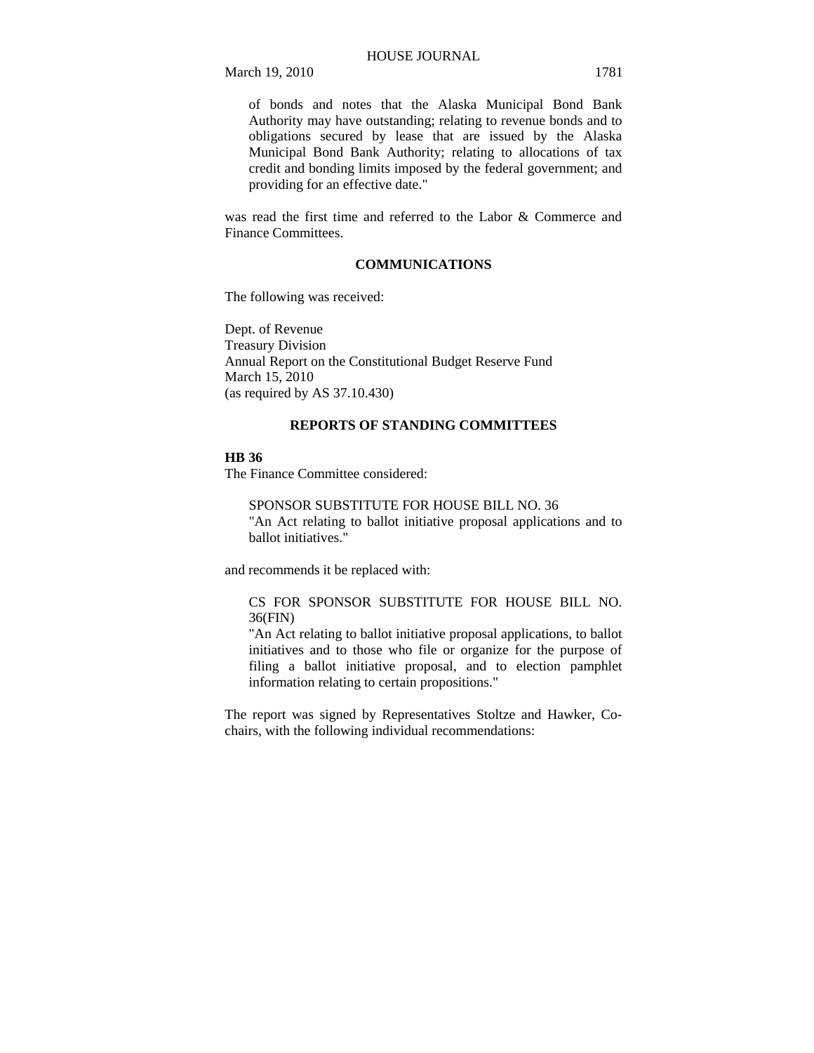of bonds and notes that the Alaska Municipal Bond Bank Authority may have outstanding; relating to revenue bonds and to obligations secured by lease that are issued by the Alaska Municipal Bond Bank Authority; relating to allocations of tax credit and bonding limits imposed by the federal government; and providing for an effective date."

was read the first time and referred to the Labor & Commerce and Finance Committees.

## COMMUNICATIONS

The following was received:

Dept. of Revenue
Treasury Division
Annual Report on the Constitutional Budget Reserve Fund
March 15, 2010
(as required by AS 37.10.430)

## REPORTS OF STANDING COMMITTEES

**HB 36**

The Finance Committee considered:

> SPONSOR SUBSTITUTE FOR HOUSE BILL NO. 36
> "An Act relating to ballot initiative proposal applications and to ballot initiatives."

and recommends it be replaced with:

> CS FOR SPONSOR SUBSTITUTE FOR HOUSE BILL NO. 36(FIN)
> "An Act relating to ballot initiative proposal applications, to ballot initiatives and to those who file or organize for the purpose of filing a ballot initiative proposal, and to election pamphlet information relating to certain propositions."

The report was signed by Representatives Stoltze and Hawker, Co-chairs, with the following individual recommendations: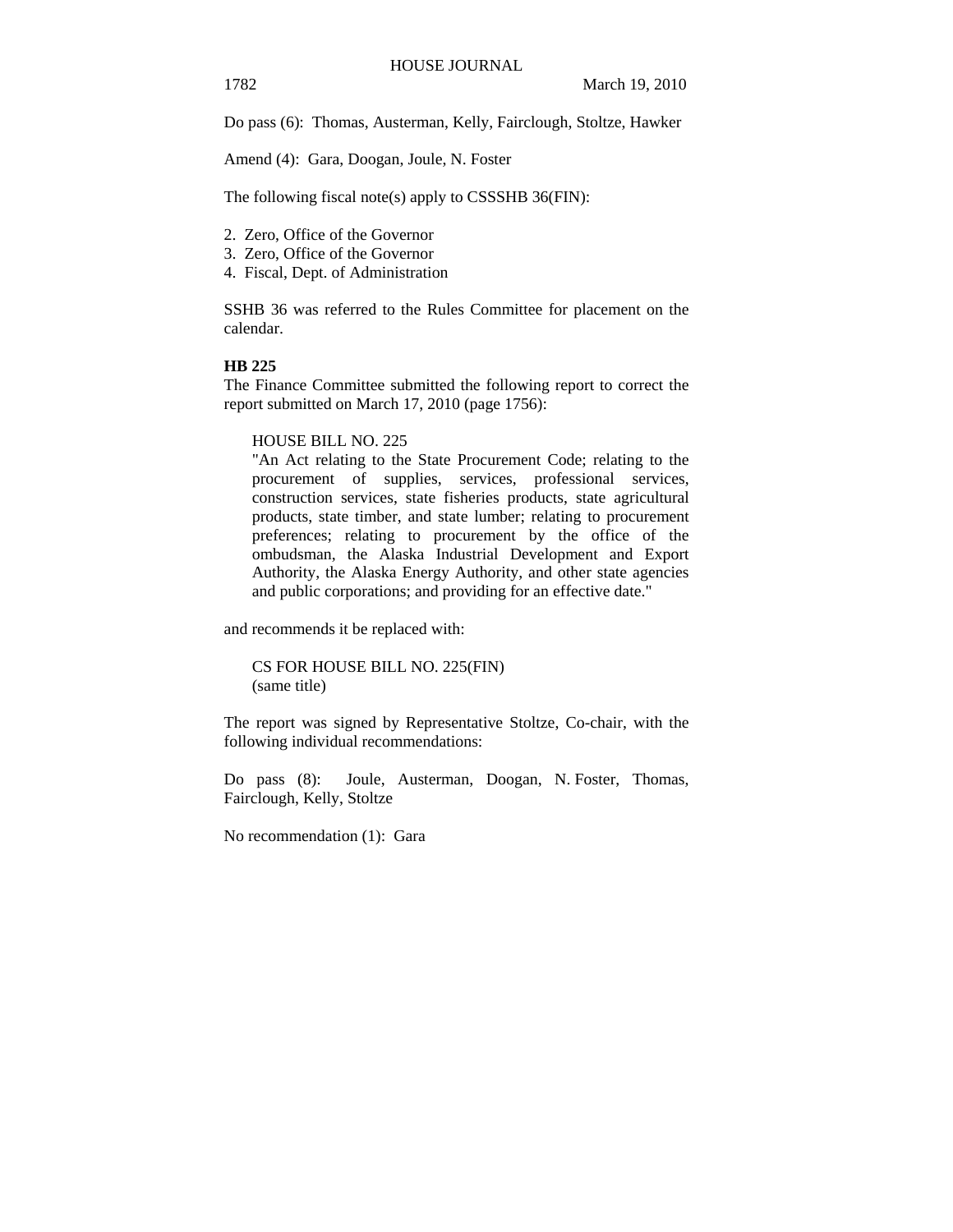Do pass (6): Thomas, Austerman, Kelly, Fairclough, Stoltze, Hawker

Amend (4): Gara, Doogan, Joule, N. Foster

The following fiscal note(s) apply to CSSSHB 36(FIN):

2. Zero, Office of the Governor
3. Zero, Office of the Governor
4. Fiscal, Dept. of Administration

SSHB 36 was referred to the Rules Committee for placement on the calendar.

**HB 225**

The Finance Committee submitted the following report to correct the report submitted on March 17, 2010 (page 1756):

> HOUSE BILL NO. 225
> "An Act relating to the State Procurement Code; relating to the procurement of supplies, services, professional services, construction services, state fisheries products, state agricultural products, state timber, and state lumber; relating to procurement preferences; relating to procurement by the office of the ombudsman, the Alaska Industrial Development and Export Authority, the Alaska Energy Authority, and other state agencies and public corporations; and providing for an effective date."

and recommends it be replaced with:

> CS FOR HOUSE BILL NO. 225(FIN)
> (same title)

The report was signed by Representative Stoltze, Co-chair, with the following individual recommendations:

Do pass (8): Joule, Austerman, Doogan, N. Foster, Thomas, Fairclough, Kelly, Stoltze

No recommendation (1): Gara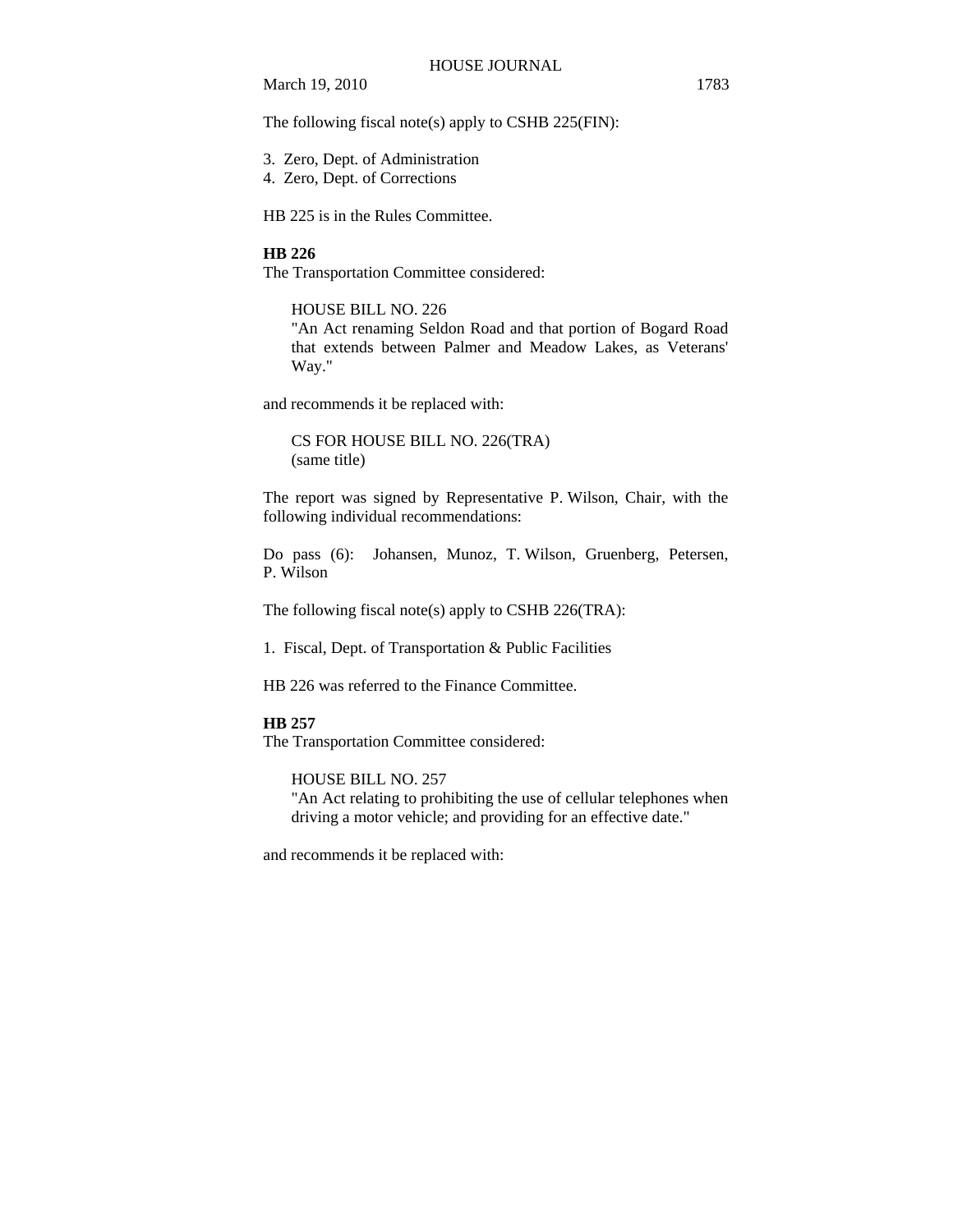The following fiscal note(s) apply to CSHB 225(FIN):

3. Zero, Dept. of Administration
4. Zero, Dept. of Corrections

HB 225 is in the Rules Committee.

**HB 226**

The Transportation Committee considered:

> HOUSE BILL NO. 226
> "An Act renaming Seldon Road and that portion of Bogard Road that extends between Palmer and Meadow Lakes, as Veterans' Way."

and recommends it be replaced with:

> CS FOR HOUSE BILL NO. 226(TRA)
> (same title)

The report was signed by Representative P. Wilson, Chair, with the following individual recommendations:

Do pass (6): Johansen, Munoz, T. Wilson, Gruenberg, Petersen, P. Wilson

The following fiscal note(s) apply to CSHB 226(TRA):

1. Fiscal, Dept. of Transportation & Public Facilities

HB 226 was referred to the Finance Committee.

**HB 257**

The Transportation Committee considered:

> HOUSE BILL NO. 257
> "An Act relating to prohibiting the use of cellular telephones when driving a motor vehicle; and providing for an effective date."

and recommends it be replaced with: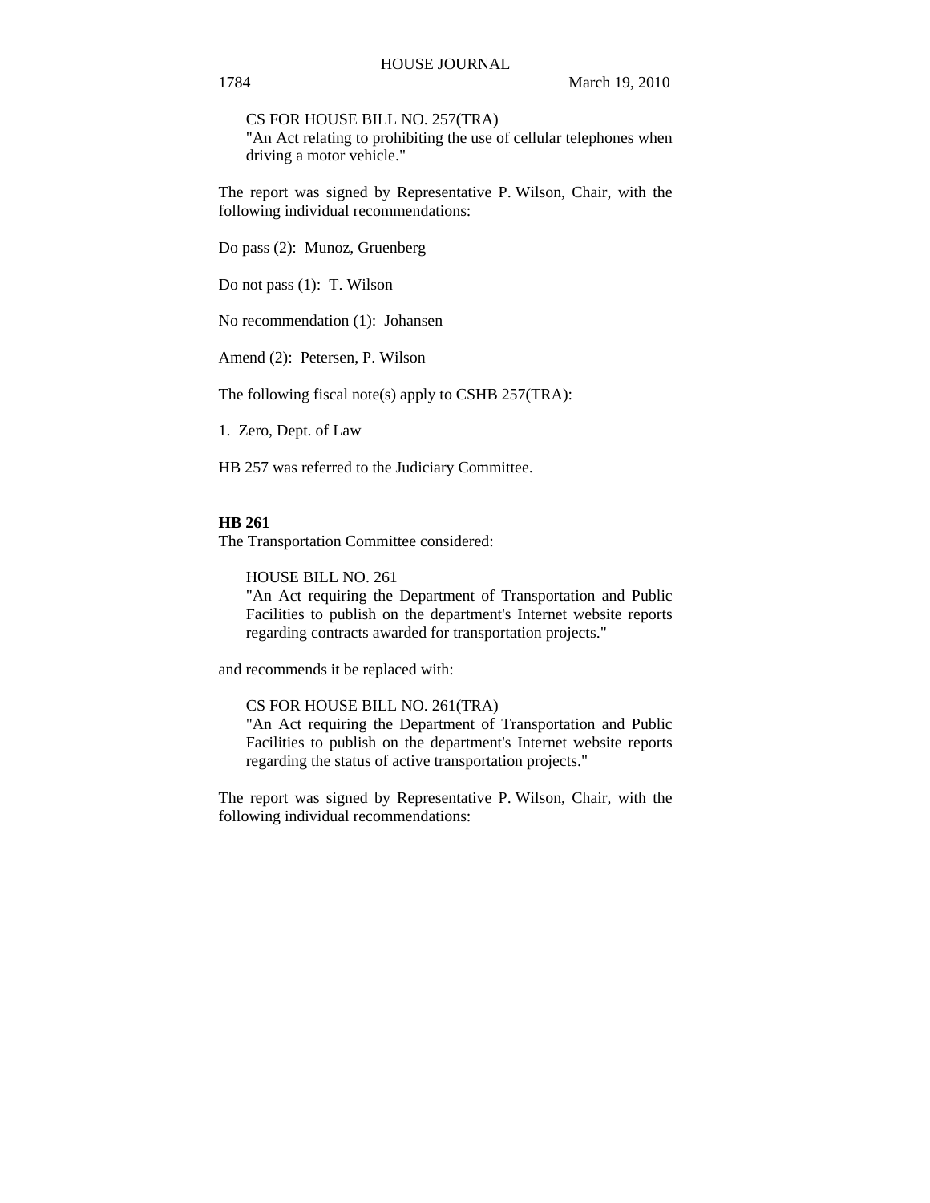CS FOR HOUSE BILL NO. 257(TRA)
"An Act relating to prohibiting the use of cellular telephones when driving a motor vehicle."

The report was signed by Representative P. Wilson, Chair, with the following individual recommendations:

Do pass (2): Munoz, Gruenberg

Do not pass (1): T. Wilson

No recommendation (1): Johansen

Amend (2): Petersen, P. Wilson

The following fiscal note(s) apply to CSHB 257(TRA):

1. Zero, Dept. of Law

HB 257 was referred to the Judiciary Committee.

**HB 261**

The Transportation Committee considered:

HOUSE BILL NO. 261
"An Act requiring the Department of Transportation and Public Facilities to publish on the department's Internet website reports regarding contracts awarded for transportation projects."

and recommends it be replaced with:

CS FOR HOUSE BILL NO. 261(TRA)
"An Act requiring the Department of Transportation and Public Facilities to publish on the department's Internet website reports regarding the status of active transportation projects."

The report was signed by Representative P. Wilson, Chair, with the following individual recommendations: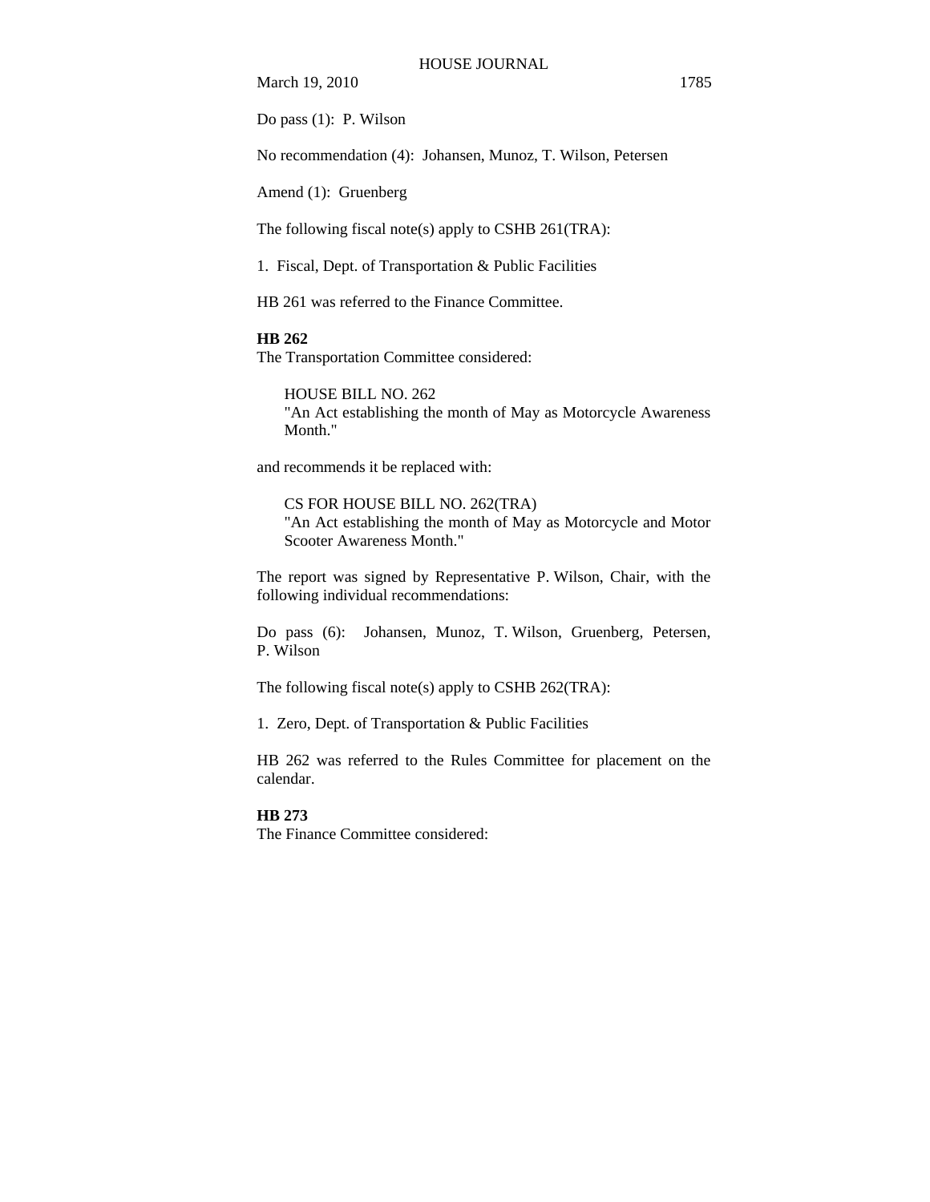Do pass (1): P. Wilson

No recommendation (4): Johansen, Munoz, T. Wilson, Petersen

Amend (1): Gruenberg

The following fiscal note(s) apply to CSHB 261(TRA):

1. Fiscal, Dept. of Transportation & Public Facilities

HB 261 was referred to the Finance Committee.

**HB 262**
The Transportation Committee considered:

> HOUSE BILL NO. 262
> "An Act establishing the month of May as Motorcycle Awareness Month."

and recommends it be replaced with:

> CS FOR HOUSE BILL NO. 262(TRA)
> "An Act establishing the month of May as Motorcycle and Motor Scooter Awareness Month."

The report was signed by Representative P. Wilson, Chair, with the following individual recommendations:

Do pass (6): Johansen, Munoz, T. Wilson, Gruenberg, Petersen, P. Wilson

The following fiscal note(s) apply to CSHB 262(TRA):

1. Zero, Dept. of Transportation & Public Facilities

HB 262 was referred to the Rules Committee for placement on the calendar.

**HB 273**
The Finance Committee considered: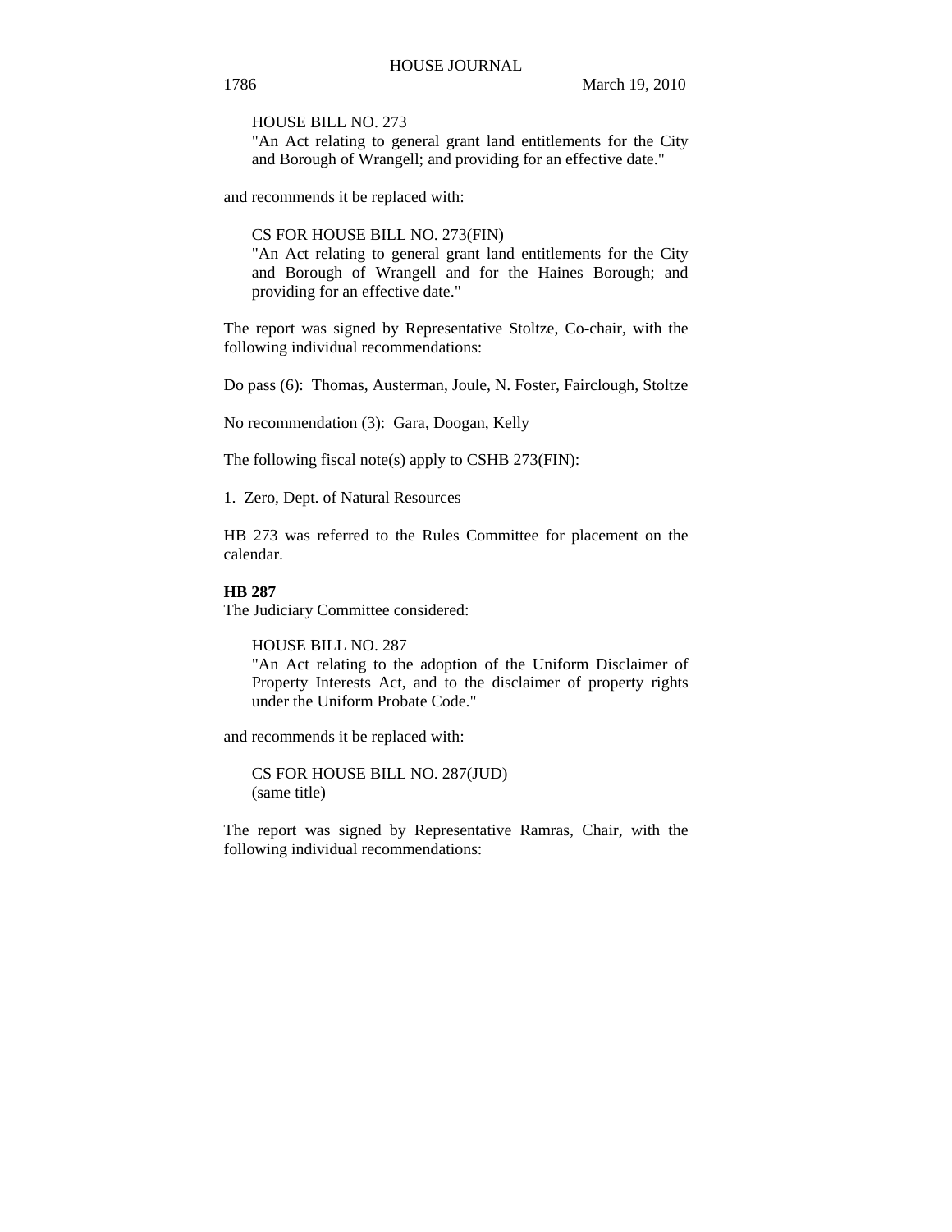HOUSE BILL NO. 273
"An Act relating to general grant land entitlements for the City and Borough of Wrangell; and providing for an effective date."

and recommends it be replaced with:

CS FOR HOUSE BILL NO. 273(FIN)
"An Act relating to general grant land entitlements for the City and Borough of Wrangell and for the Haines Borough; and providing for an effective date."

The report was signed by Representative Stoltze, Co-chair, with the following individual recommendations:

Do pass (6): Thomas, Austerman, Joule, N. Foster, Fairclough, Stoltze

No recommendation (3): Gara, Doogan, Kelly

The following fiscal note(s) apply to CSHB 273(FIN):

1. Zero, Dept. of Natural Resources

HB 273 was referred to the Rules Committee for placement on the calendar.

**HB 287**
The Judiciary Committee considered:

HOUSE BILL NO. 287
"An Act relating to the adoption of the Uniform Disclaimer of Property Interests Act, and to the disclaimer of property rights under the Uniform Probate Code."

and recommends it be replaced with:

CS FOR HOUSE BILL NO. 287(JUD)
(same title)

The report was signed by Representative Ramras, Chair, with the following individual recommendations: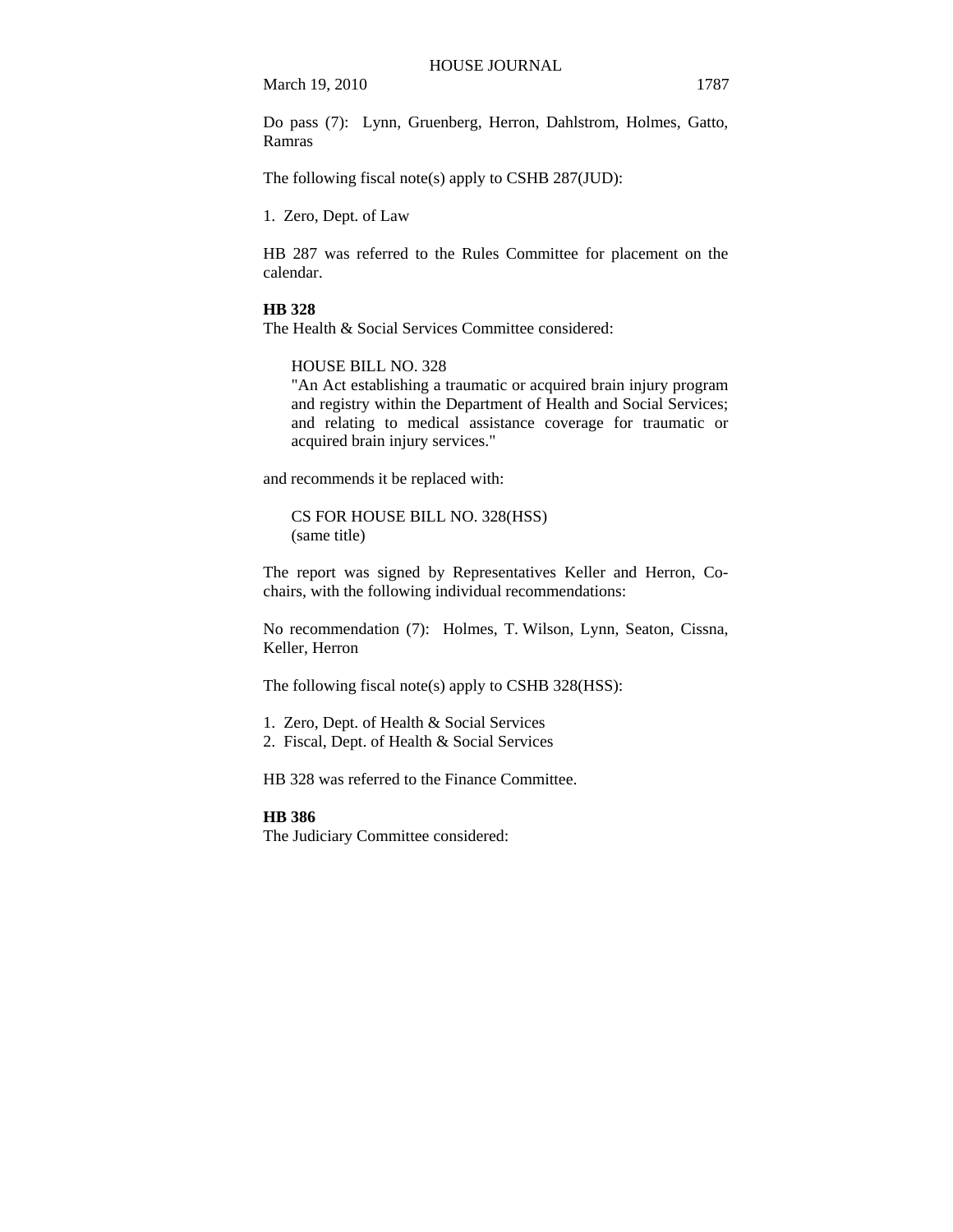Do pass (7): Lynn, Gruenberg, Herron, Dahlstrom, Holmes, Gatto, Ramras

The following fiscal note(s) apply to CSHB 287(JUD):

1. Zero, Dept. of Law

HB 287 was referred to the Rules Committee for placement on the calendar.

**HB 328**

The Health & Social Services Committee considered:

> HOUSE BILL NO. 328
> "An Act establishing a traumatic or acquired brain injury program and registry within the Department of Health and Social Services; and relating to medical assistance coverage for traumatic or acquired brain injury services."

and recommends it be replaced with:

> CS FOR HOUSE BILL NO. 328(HSS)
> (same title)

The report was signed by Representatives Keller and Herron, Co-chairs, with the following individual recommendations:

No recommendation (7): Holmes, T. Wilson, Lynn, Seaton, Cissna, Keller, Herron

The following fiscal note(s) apply to CSHB 328(HSS):

1. Zero, Dept. of Health & Social Services
2. Fiscal, Dept. of Health & Social Services

HB 328 was referred to the Finance Committee.

**HB 386**

The Judiciary Committee considered: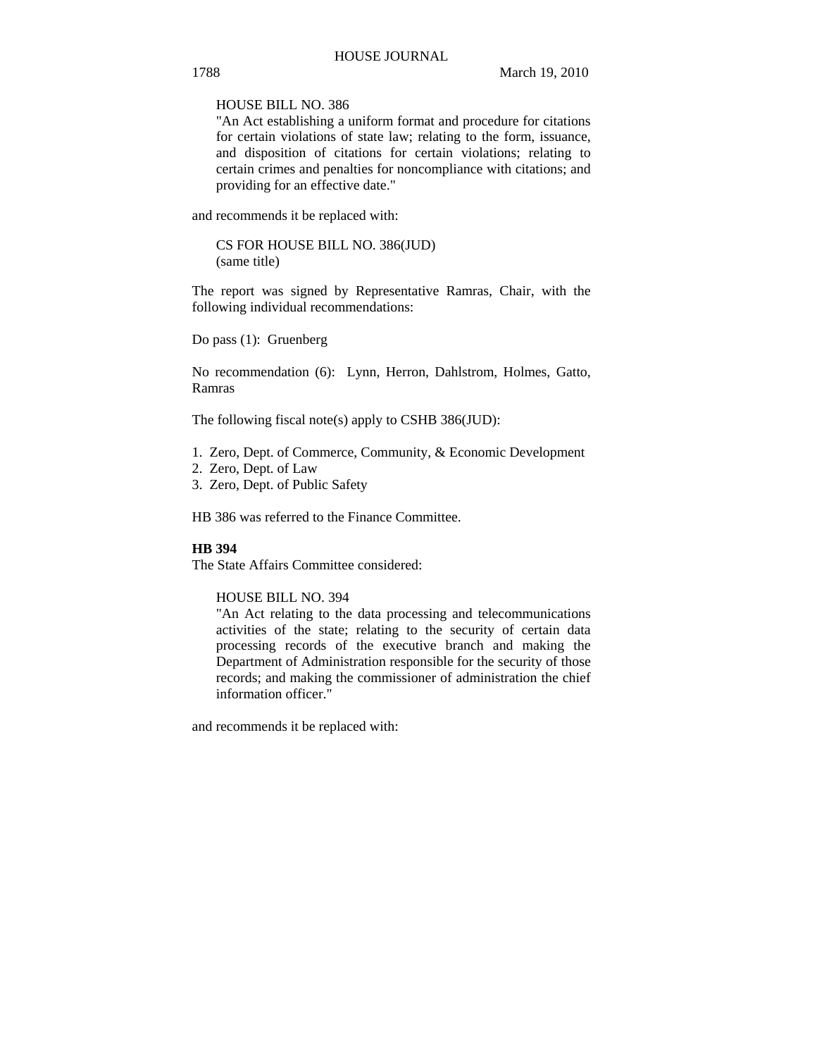HOUSE BILL NO. 386

"An Act establishing a uniform format and procedure for citations for certain violations of state law; relating to the form, issuance, and disposition of citations for certain violations; relating to certain crimes and penalties for noncompliance with citations; and providing for an effective date."

and recommends it be replaced with:

CS FOR HOUSE BILL NO. 386(JUD)
(same title)

The report was signed by Representative Ramras, Chair, with the following individual recommendations:

Do pass (1): Gruenberg

No recommendation (6): Lynn, Herron, Dahlstrom, Holmes, Gatto, Ramras

The following fiscal note(s) apply to CSHB 386(JUD):

1. Zero, Dept. of Commerce, Community, & Economic Development
2. Zero, Dept. of Law
3. Zero, Dept. of Public Safety

HB 386 was referred to the Finance Committee.

**HB 394**

The State Affairs Committee considered:

HOUSE BILL NO. 394

"An Act relating to the data processing and telecommunications activities of the state; relating to the security of certain data processing records of the executive branch and making the Department of Administration responsible for the security of those records; and making the commissioner of administration the chief information officer."

and recommends it be replaced with: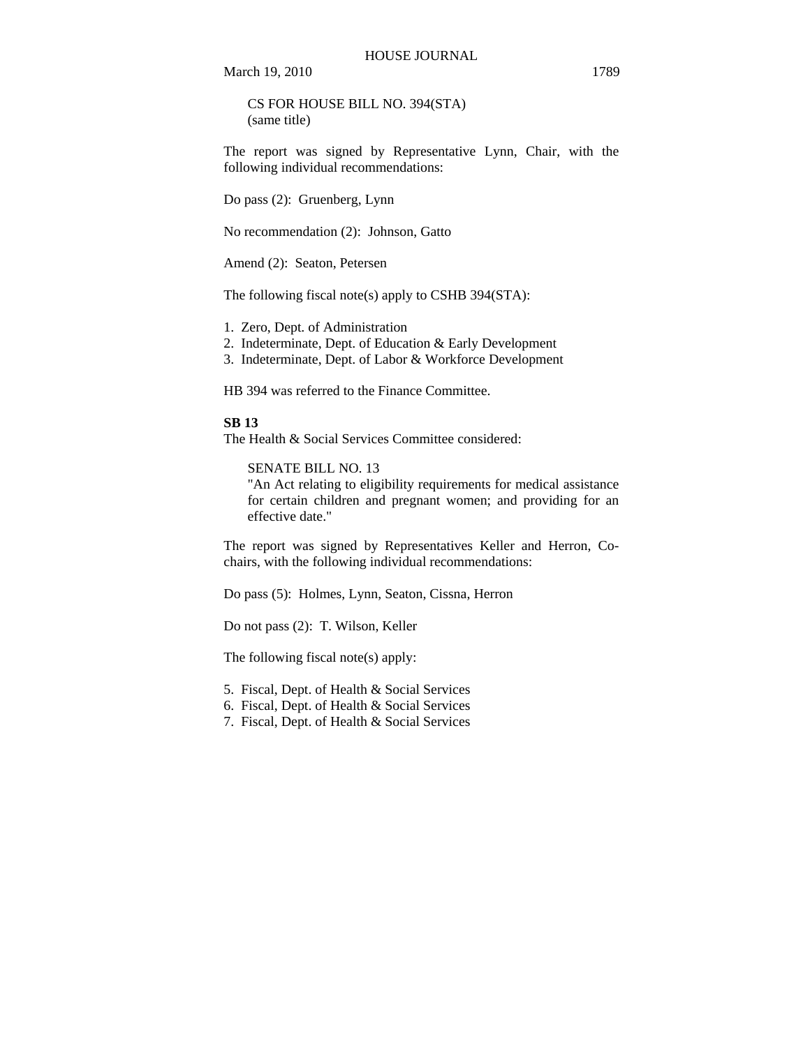CS FOR HOUSE BILL NO. 394(STA)
(same title)

The report was signed by Representative Lynn, Chair, with the following individual recommendations:

Do pass (2): Gruenberg, Lynn

No recommendation (2): Johnson, Gatto

Amend (2): Seaton, Petersen

The following fiscal note(s) apply to CSHB 394(STA):

1. Zero, Dept. of Administration
2. Indeterminate, Dept. of Education & Early Development
3. Indeterminate, Dept. of Labor & Workforce Development

HB 394 was referred to the Finance Committee.

**SB 13**

The Health & Social Services Committee considered:

SENATE BILL NO. 13
"An Act relating to eligibility requirements for medical assistance for certain children and pregnant women; and providing for an effective date."

The report was signed by Representatives Keller and Herron, Co-chairs, with the following individual recommendations:

Do pass (5): Holmes, Lynn, Seaton, Cissna, Herron

Do not pass (2): T. Wilson, Keller

The following fiscal note(s) apply:

5. Fiscal, Dept. of Health & Social Services
6. Fiscal, Dept. of Health & Social Services
7. Fiscal, Dept. of Health & Social Services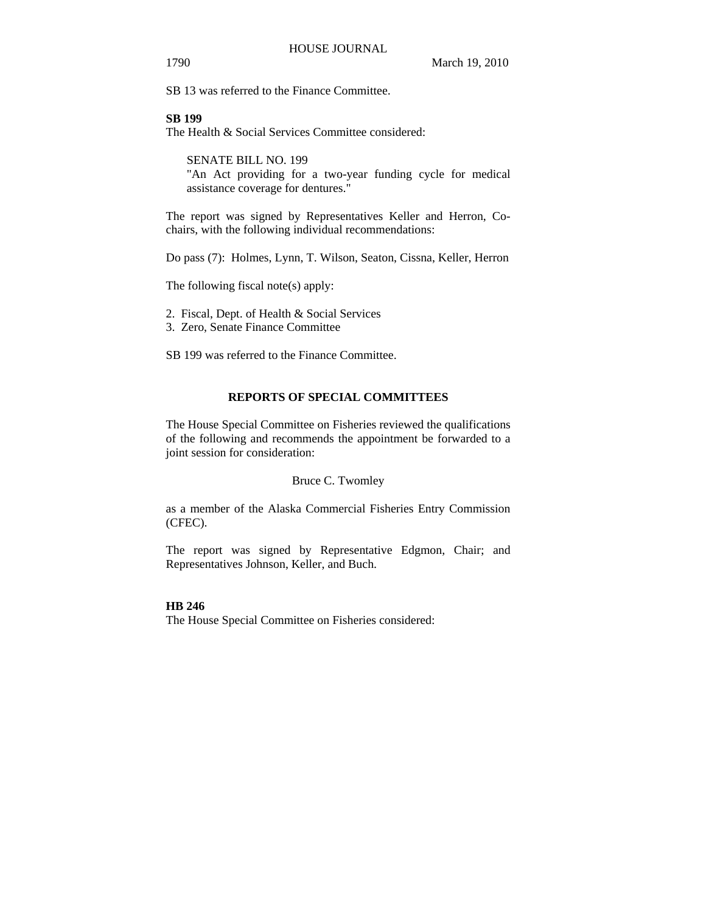SB 13 was referred to the Finance Committee.

**SB 199**

The Health & Social Services Committee considered:

> SENATE BILL NO. 199
> "An Act providing for a two-year funding cycle for medical assistance coverage for dentures."

The report was signed by Representatives Keller and Herron, Co-chairs, with the following individual recommendations:

Do pass (7): Holmes, Lynn, T. Wilson, Seaton, Cissna, Keller, Herron

The following fiscal note(s) apply:

2. Fiscal, Dept. of Health & Social Services
3. Zero, Senate Finance Committee

SB 199 was referred to the Finance Committee.

## REPORTS OF SPECIAL COMMITTEES

The House Special Committee on Fisheries reviewed the qualifications of the following and recommends the appointment be forwarded to a joint session for consideration:

Bruce C. Twomley

as a member of the Alaska Commercial Fisheries Entry Commission (CFEC).

The report was signed by Representative Edgmon, Chair; and Representatives Johnson, Keller, and Buch.

**HB 246**

The House Special Committee on Fisheries considered: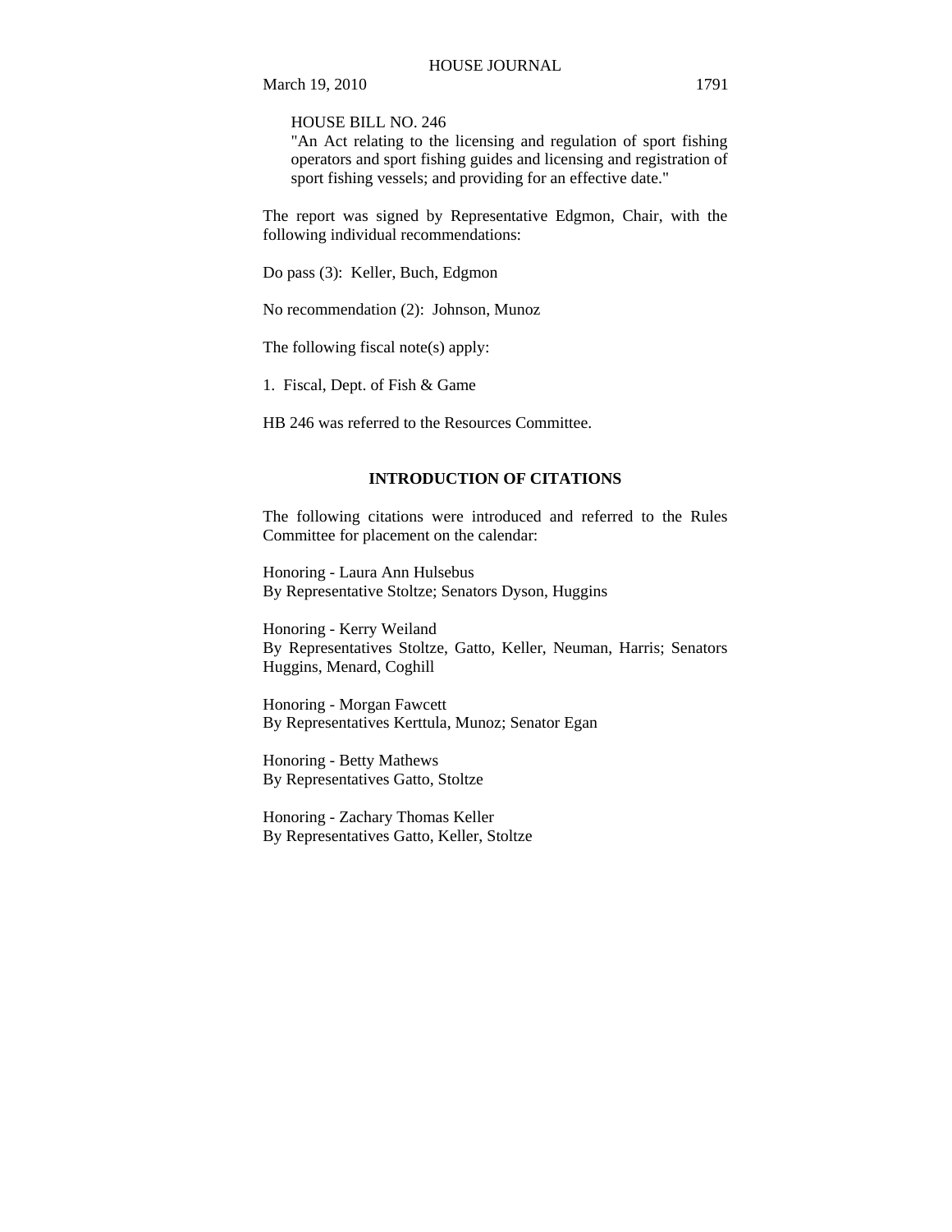HOUSE BILL NO. 246
"An Act relating to the licensing and regulation of sport fishing operators and sport fishing guides and licensing and registration of sport fishing vessels; and providing for an effective date."

The report was signed by Representative Edgmon, Chair, with the following individual recommendations:

Do pass (3): Keller, Buch, Edgmon

No recommendation (2): Johnson, Munoz

The following fiscal note(s) apply:

1. Fiscal, Dept. of Fish & Game

HB 246 was referred to the Resources Committee.

## INTRODUCTION OF CITATIONS

The following citations were introduced and referred to the Rules Committee for placement on the calendar:

Honoring - Laura Ann Hulsebus
By Representative Stoltze; Senators Dyson, Huggins

Honoring - Kerry Weiland
By Representatives Stoltze, Gatto, Keller, Neuman, Harris; Senators Huggins, Menard, Coghill

Honoring - Morgan Fawcett
By Representatives Kerttula, Munoz; Senator Egan

Honoring - Betty Mathews
By Representatives Gatto, Stoltze

Honoring - Zachary Thomas Keller
By Representatives Gatto, Keller, Stoltze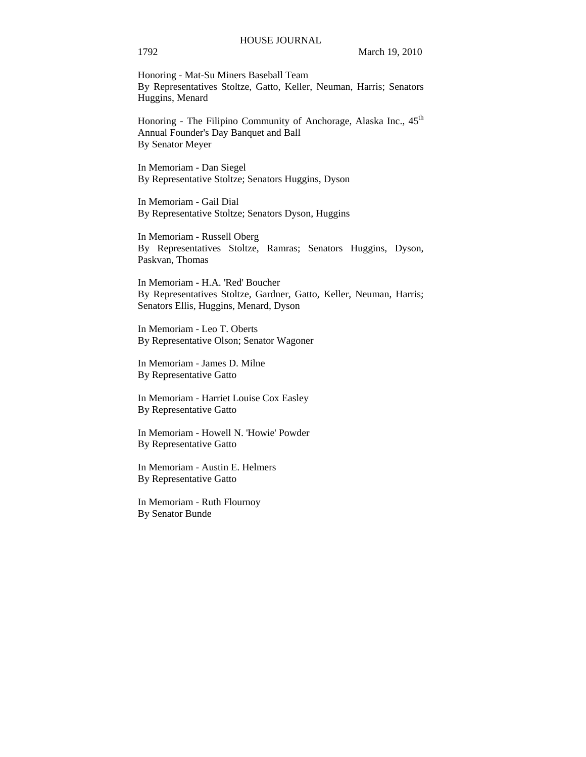Honoring - Mat-Su Miners Baseball Team
By Representatives Stoltze, Gatto, Keller, Neuman, Harris; Senators Huggins, Menard

Honoring - The Filipino Community of Anchorage, Alaska Inc., 45th Annual Founder's Day Banquet and Ball
By Senator Meyer

In Memoriam - Dan Siegel
By Representative Stoltze; Senators Huggins, Dyson

In Memoriam - Gail Dial
By Representative Stoltze; Senators Dyson, Huggins

In Memoriam - Russell Oberg
By Representatives Stoltze, Ramras; Senators Huggins, Dyson, Paskvan, Thomas

In Memoriam - H.A. 'Red' Boucher
By Representatives Stoltze, Gardner, Gatto, Keller, Neuman, Harris; Senators Ellis, Huggins, Menard, Dyson

In Memoriam - Leo T. Oberts
By Representative Olson; Senator Wagoner

In Memoriam - James D. Milne
By Representative Gatto

In Memoriam - Harriet Louise Cox Easley
By Representative Gatto

In Memoriam - Howell N. 'Howie' Powder
By Representative Gatto

In Memoriam - Austin E. Helmers
By Representative Gatto

In Memoriam - Ruth Flournoy
By Senator Bunde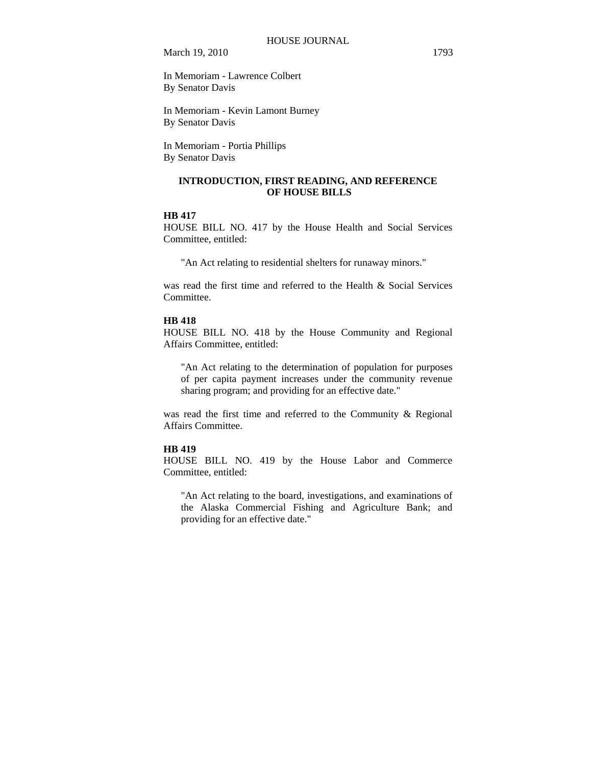In Memoriam - Lawrence Colbert
By Senator Davis

In Memoriam - Kevin Lamont Burney
By Senator Davis

In Memoriam - Portia Phillips
By Senator Davis

## INTRODUCTION, FIRST READING, AND REFERENCE OF HOUSE BILLS

**HB 417**

HOUSE BILL NO. 417 by the House Health and Social Services Committee, entitled:

> "An Act relating to residential shelters for runaway minors."

was read the first time and referred to the Health & Social Services Committee.

**HB 418**

HOUSE BILL NO. 418 by the House Community and Regional Affairs Committee, entitled:

> "An Act relating to the determination of population for purposes of per capita payment increases under the community revenue sharing program; and providing for an effective date."

was read the first time and referred to the Community & Regional Affairs Committee.

**HB 419**

HOUSE BILL NO. 419 by the House Labor and Commerce Committee, entitled:

> "An Act relating to the board, investigations, and examinations of the Alaska Commercial Fishing and Agriculture Bank; and providing for an effective date."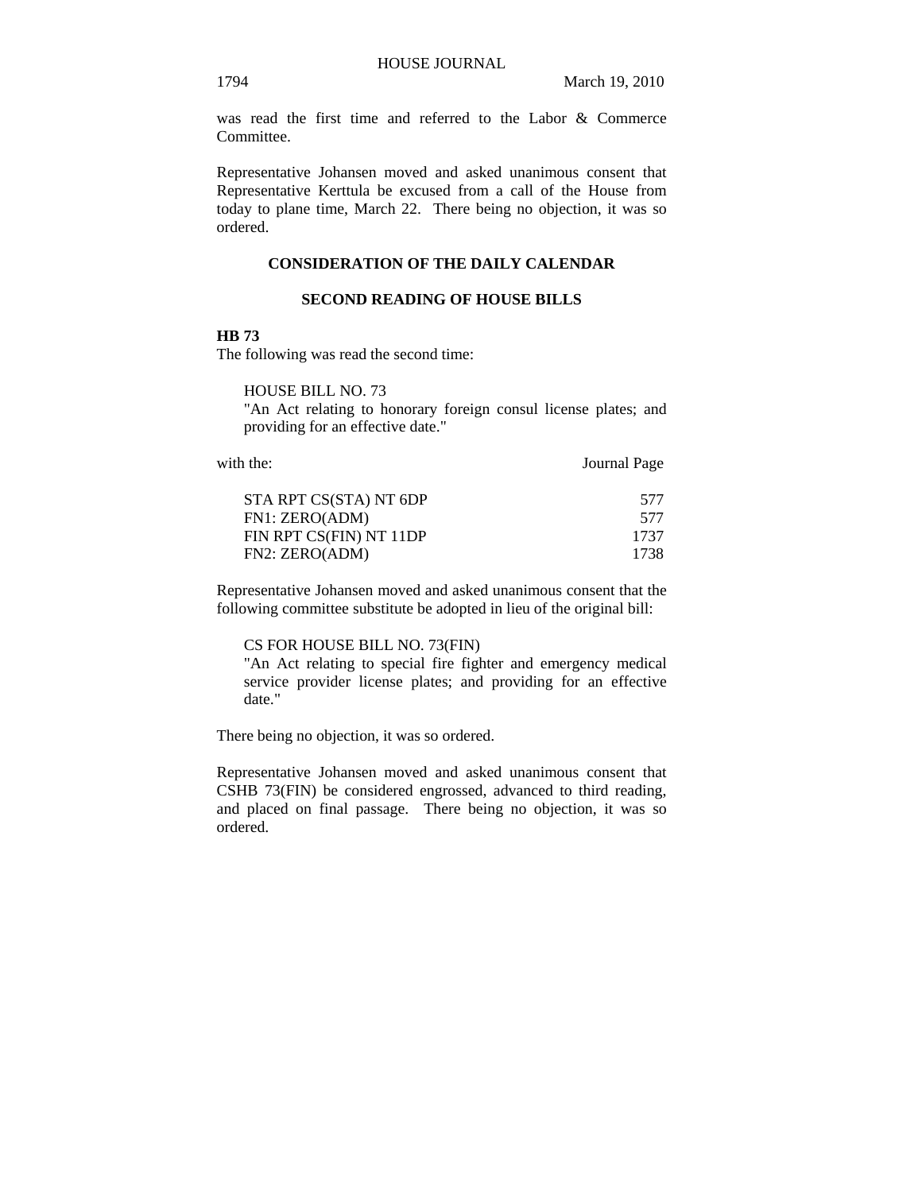was read the first time and referred to the Labor & Commerce Committee.

Representative Johansen moved and asked unanimous consent that Representative Kerttula be excused from a call of the House from today to plane time, March 22. There being no objection, it was so ordered.

## CONSIDERATION OF THE DAILY CALENDAR

### SECOND READING OF HOUSE BILLS

**HB 73**

The following was read the second time:

HOUSE BILL NO. 73
"An Act relating to honorary foreign consul license plates; and providing for an effective date."

| with the: | Journal Page |
|---|---|
| STA RPT CS(STA) NT 6DP | 577 |
| FN1: ZERO(ADM) | 577 |
| FIN RPT CS(FIN) NT 11DP | 1737 |
| FN2: ZERO(ADM) | 1738 |

Representative Johansen moved and asked unanimous consent that the following committee substitute be adopted in lieu of the original bill:

CS FOR HOUSE BILL NO. 73(FIN)
"An Act relating to special fire fighter and emergency medical service provider license plates; and providing for an effective date."

There being no objection, it was so ordered.

Representative Johansen moved and asked unanimous consent that CSHB 73(FIN) be considered engrossed, advanced to third reading, and placed on final passage. There being no objection, it was so ordered.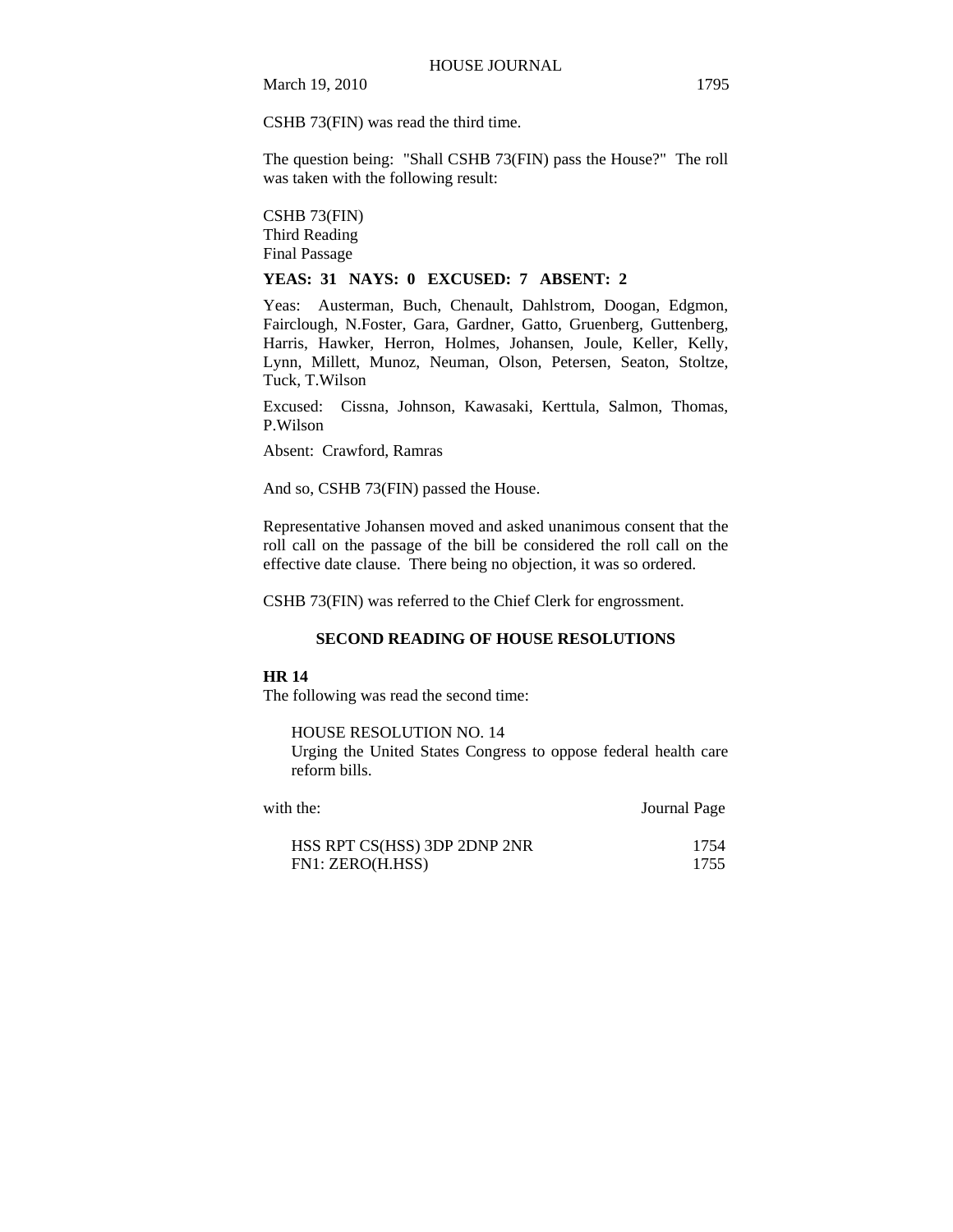CSHB 73(FIN) was read the third time.

The question being: "Shall CSHB 73(FIN) pass the House?" The roll was taken with the following result:

CSHB 73(FIN)
Third Reading
Final Passage

**YEAS: 31 NAYS: 0 EXCUSED: 7 ABSENT: 2**

Yeas: Austerman, Buch, Chenault, Dahlstrom, Doogan, Edgmon, Fairclough, N.Foster, Gara, Gardner, Gatto, Gruenberg, Guttenberg, Harris, Hawker, Herron, Holmes, Johansen, Joule, Keller, Kelly, Lynn, Millett, Munoz, Neuman, Olson, Petersen, Seaton, Stoltze, Tuck, T.Wilson

Excused: Cissna, Johnson, Kawasaki, Kerttula, Salmon, Thomas, P.Wilson

Absent: Crawford, Ramras

And so, CSHB 73(FIN) passed the House.

Representative Johansen moved and asked unanimous consent that the roll call on the passage of the bill be considered the roll call on the effective date clause. There being no objection, it was so ordered.

CSHB 73(FIN) was referred to the Chief Clerk for engrossment.

## SECOND READING OF HOUSE RESOLUTIONS

**HR 14**
The following was read the second time:

HOUSE RESOLUTION NO. 14
Urging the United States Congress to oppose federal health care reform bills.

| with the: | Journal Page |
|---|---|
| HSS RPT CS(HSS) 3DP 2DNP 2NR | 1754 |
| FN1: ZERO(H.HSS) | 1755 |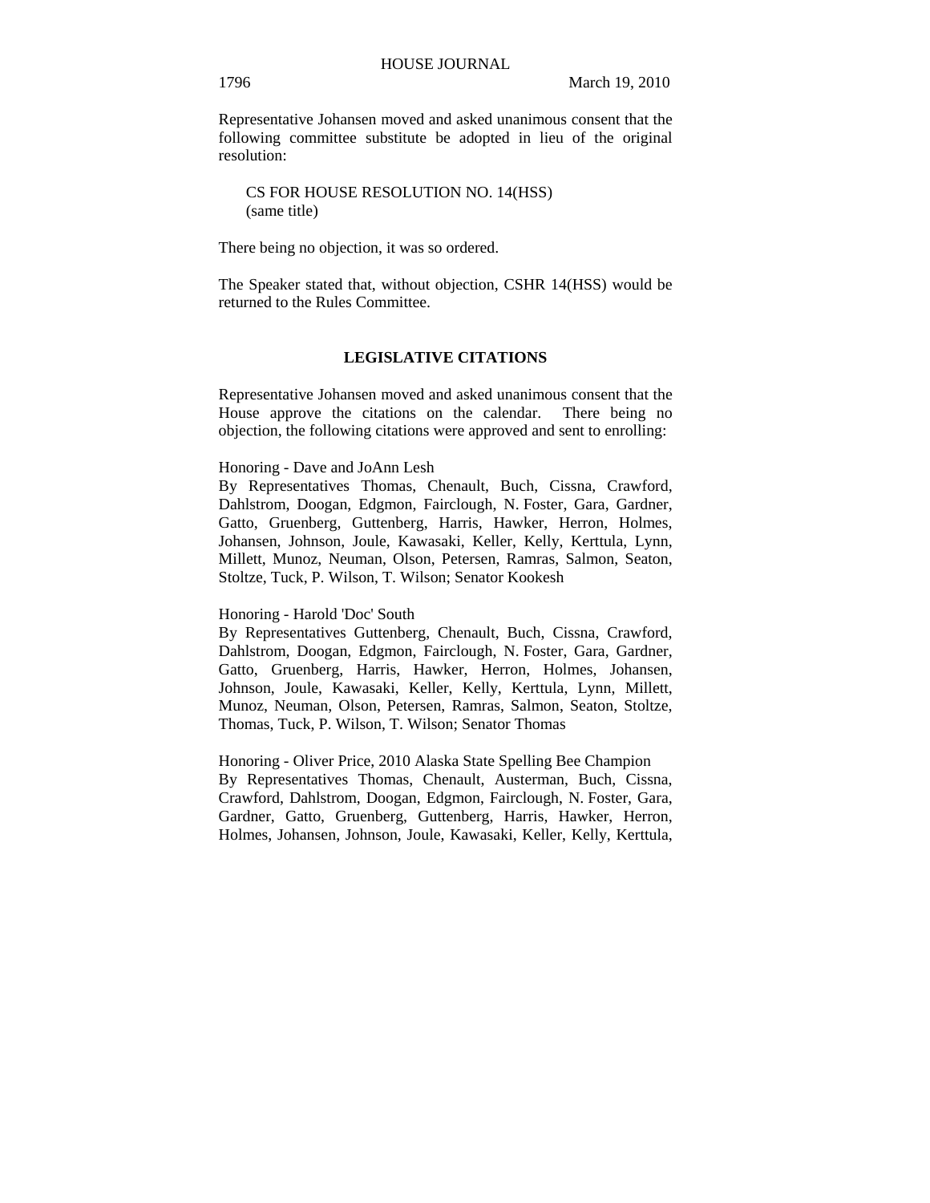Representative Johansen moved and asked unanimous consent that the following committee substitute be adopted in lieu of the original resolution:

CS FOR HOUSE RESOLUTION NO. 14(HSS)
(same title)

There being no objection, it was so ordered.

The Speaker stated that, without objection, CSHR 14(HSS) would be returned to the Rules Committee.

## LEGISLATIVE CITATIONS

Representative Johansen moved and asked unanimous consent that the House approve the citations on the calendar. There being no objection, the following citations were approved and sent to enrolling:

Honoring - Dave and JoAnn Lesh
By Representatives Thomas, Chenault, Buch, Cissna, Crawford, Dahlstrom, Doogan, Edgmon, Fairclough, N. Foster, Gara, Gardner, Gatto, Gruenberg, Guttenberg, Harris, Hawker, Herron, Holmes, Johansen, Johnson, Joule, Kawasaki, Keller, Kelly, Kerttula, Lynn, Millett, Munoz, Neuman, Olson, Petersen, Ramras, Salmon, Seaton, Stoltze, Tuck, P. Wilson, T. Wilson; Senator Kookesh

Honoring - Harold 'Doc' South
By Representatives Guttenberg, Chenault, Buch, Cissna, Crawford, Dahlstrom, Doogan, Edgmon, Fairclough, N. Foster, Gara, Gardner, Gatto, Gruenberg, Harris, Hawker, Herron, Holmes, Johansen, Johnson, Joule, Kawasaki, Keller, Kelly, Kerttula, Lynn, Millett, Munoz, Neuman, Olson, Petersen, Ramras, Salmon, Seaton, Stoltze, Thomas, Tuck, P. Wilson, T. Wilson; Senator Thomas

Honoring - Oliver Price, 2010 Alaska State Spelling Bee Champion
By Representatives Thomas, Chenault, Austerman, Buch, Cissna, Crawford, Dahlstrom, Doogan, Edgmon, Fairclough, N. Foster, Gara, Gardner, Gatto, Gruenberg, Guttenberg, Harris, Hawker, Herron, Holmes, Johansen, Johnson, Joule, Kawasaki, Keller, Kelly, Kerttula,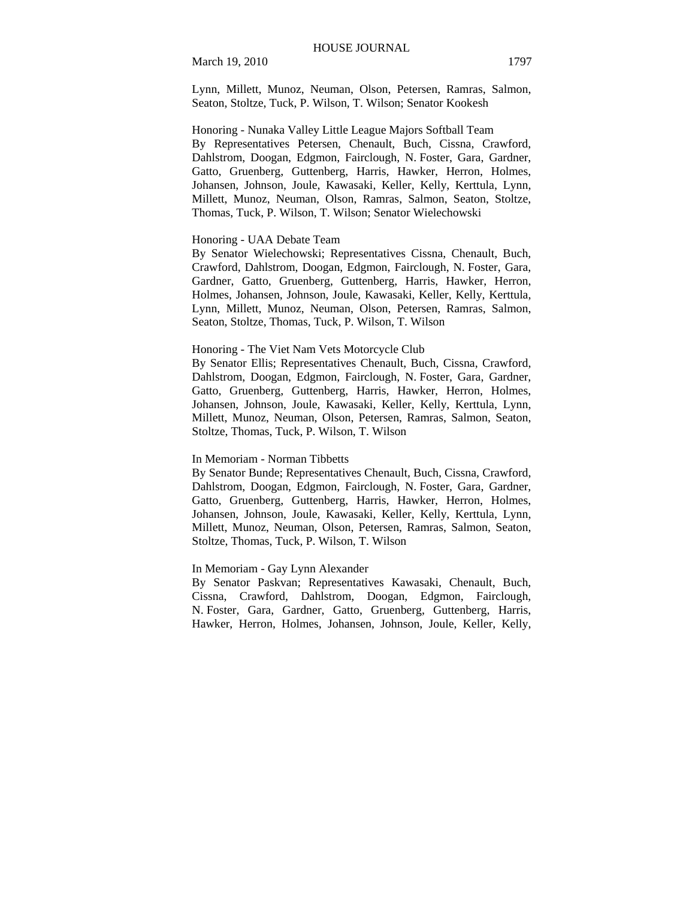Lynn, Millett, Munoz, Neuman, Olson, Petersen, Ramras, Salmon, Seaton, Stoltze, Tuck, P. Wilson, T. Wilson; Senator Kookesh

Honoring - Nunaka Valley Little League Majors Softball Team
By Representatives Petersen, Chenault, Buch, Cissna, Crawford, Dahlstrom, Doogan, Edgmon, Fairclough, N. Foster, Gara, Gardner, Gatto, Gruenberg, Guttenberg, Harris, Hawker, Herron, Holmes, Johansen, Johnson, Joule, Kawasaki, Keller, Kelly, Kerttula, Lynn, Millett, Munoz, Neuman, Olson, Ramras, Salmon, Seaton, Stoltze, Thomas, Tuck, P. Wilson, T. Wilson; Senator Wielechowski

Honoring - UAA Debate Team
By Senator Wielechowski; Representatives Cissna, Chenault, Buch, Crawford, Dahlstrom, Doogan, Edgmon, Fairclough, N. Foster, Gara, Gardner, Gatto, Gruenberg, Guttenberg, Harris, Hawker, Herron, Holmes, Johansen, Johnson, Joule, Kawasaki, Keller, Kelly, Kerttula, Lynn, Millett, Munoz, Neuman, Olson, Petersen, Ramras, Salmon, Seaton, Stoltze, Thomas, Tuck, P. Wilson, T. Wilson

Honoring - The Viet Nam Vets Motorcycle Club
By Senator Ellis; Representatives Chenault, Buch, Cissna, Crawford, Dahlstrom, Doogan, Edgmon, Fairclough, N. Foster, Gara, Gardner, Gatto, Gruenberg, Guttenberg, Harris, Hawker, Herron, Holmes, Johansen, Johnson, Joule, Kawasaki, Keller, Kelly, Kerttula, Lynn, Millett, Munoz, Neuman, Olson, Petersen, Ramras, Salmon, Seaton, Stoltze, Thomas, Tuck, P. Wilson, T. Wilson

In Memoriam - Norman Tibbetts
By Senator Bunde; Representatives Chenault, Buch, Cissna, Crawford, Dahlstrom, Doogan, Edgmon, Fairclough, N. Foster, Gara, Gardner, Gatto, Gruenberg, Guttenberg, Harris, Hawker, Herron, Holmes, Johansen, Johnson, Joule, Kawasaki, Keller, Kelly, Kerttula, Lynn, Millett, Munoz, Neuman, Olson, Petersen, Ramras, Salmon, Seaton, Stoltze, Thomas, Tuck, P. Wilson, T. Wilson

In Memoriam - Gay Lynn Alexander
By Senator Paskvan; Representatives Kawasaki, Chenault, Buch, Cissna, Crawford, Dahlstrom, Doogan, Edgmon, Fairclough, N. Foster, Gara, Gardner, Gatto, Gruenberg, Guttenberg, Harris, Hawker, Herron, Holmes, Johansen, Johnson, Joule, Keller, Kelly,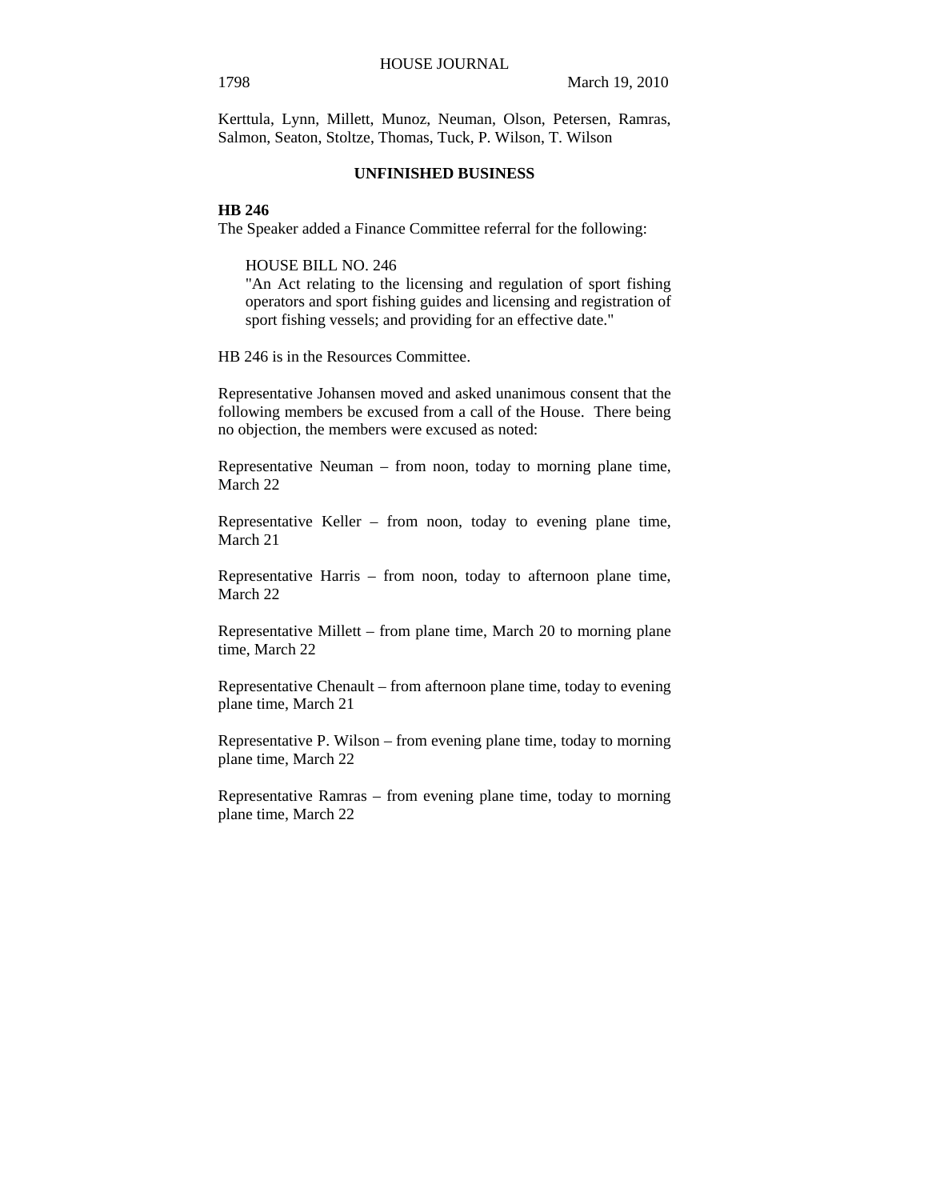Kerttula, Lynn, Millett, Munoz, Neuman, Olson, Petersen, Ramras, Salmon, Seaton, Stoltze, Thomas, Tuck, P. Wilson, T. Wilson

## UNFINISHED BUSINESS

**HB 246**

The Speaker added a Finance Committee referral for the following:

HOUSE BILL NO. 246
"An Act relating to the licensing and regulation of sport fishing operators and sport fishing guides and licensing and registration of sport fishing vessels; and providing for an effective date."

HB 246 is in the Resources Committee.

Representative Johansen moved and asked unanimous consent that the following members be excused from a call of the House. There being no objection, the members were excused as noted:

Representative Neuman – from noon, today to morning plane time, March 22

Representative Keller – from noon, today to evening plane time, March 21

Representative Harris – from noon, today to afternoon plane time, March 22

Representative Millett – from plane time, March 20 to morning plane time, March 22

Representative Chenault – from afternoon plane time, today to evening plane time, March 21

Representative P. Wilson – from evening plane time, today to morning plane time, March 22

Representative Ramras – from evening plane time, today to morning plane time, March 22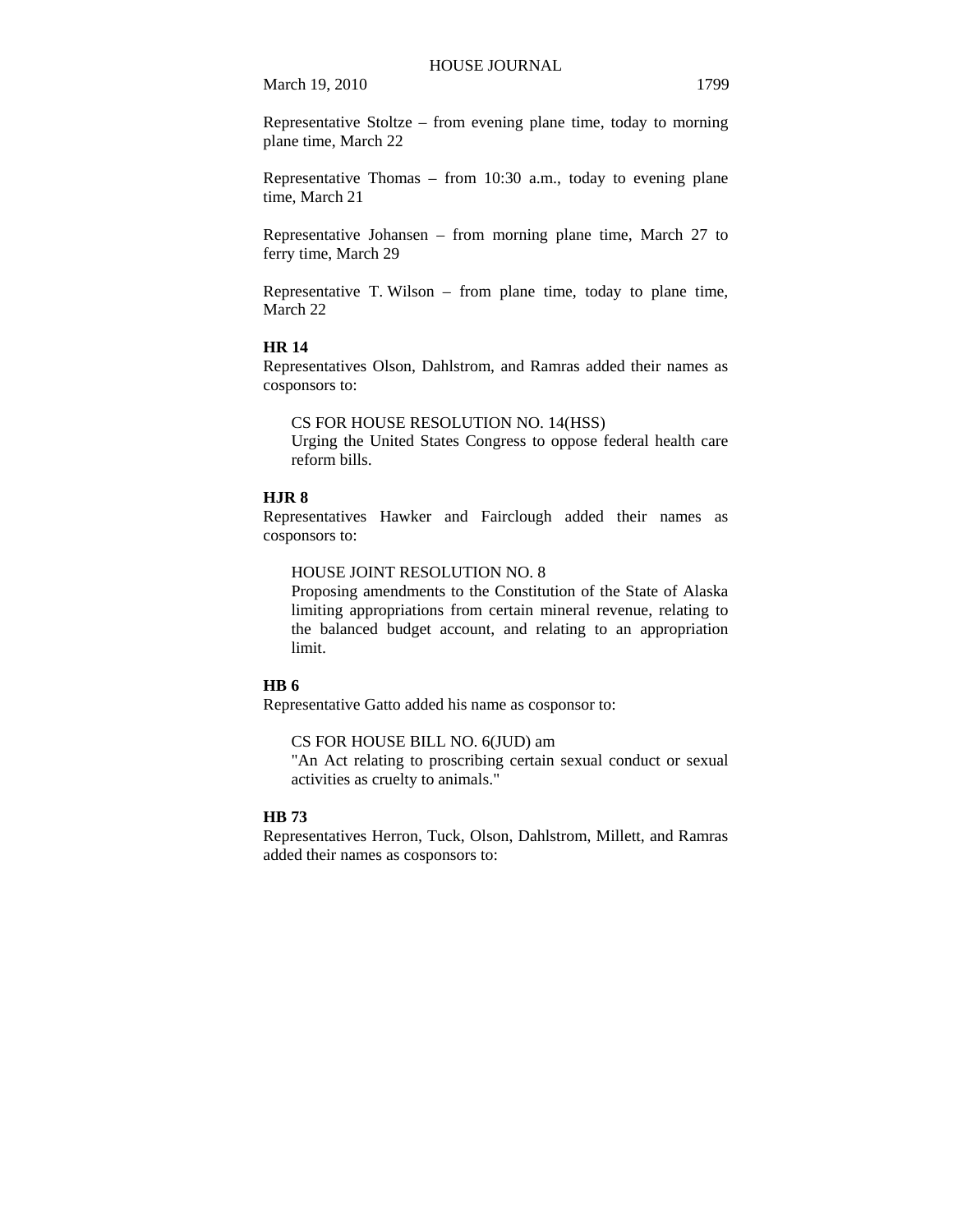Representative Stoltze – from evening plane time, today to morning plane time, March 22

Representative Thomas – from 10:30 a.m., today to evening plane time, March 21

Representative Johansen – from morning plane time, March 27 to ferry time, March 29

Representative T. Wilson – from plane time, today to plane time, March 22

**HR 14**

Representatives Olson, Dahlstrom, and Ramras added their names as cosponsors to:

> CS FOR HOUSE RESOLUTION NO. 14(HSS)
> Urging the United States Congress to oppose federal health care reform bills.

**HJR 8**

Representatives Hawker and Fairclough added their names as cosponsors to:

> HOUSE JOINT RESOLUTION NO. 8
> Proposing amendments to the Constitution of the State of Alaska limiting appropriations from certain mineral revenue, relating to the balanced budget account, and relating to an appropriation limit.

**HB 6**

Representative Gatto added his name as cosponsor to:

> CS FOR HOUSE BILL NO. 6(JUD) am
> "An Act relating to proscribing certain sexual conduct or sexual activities as cruelty to animals."

**HB 73**

Representatives Herron, Tuck, Olson, Dahlstrom, Millett, and Ramras added their names as cosponsors to: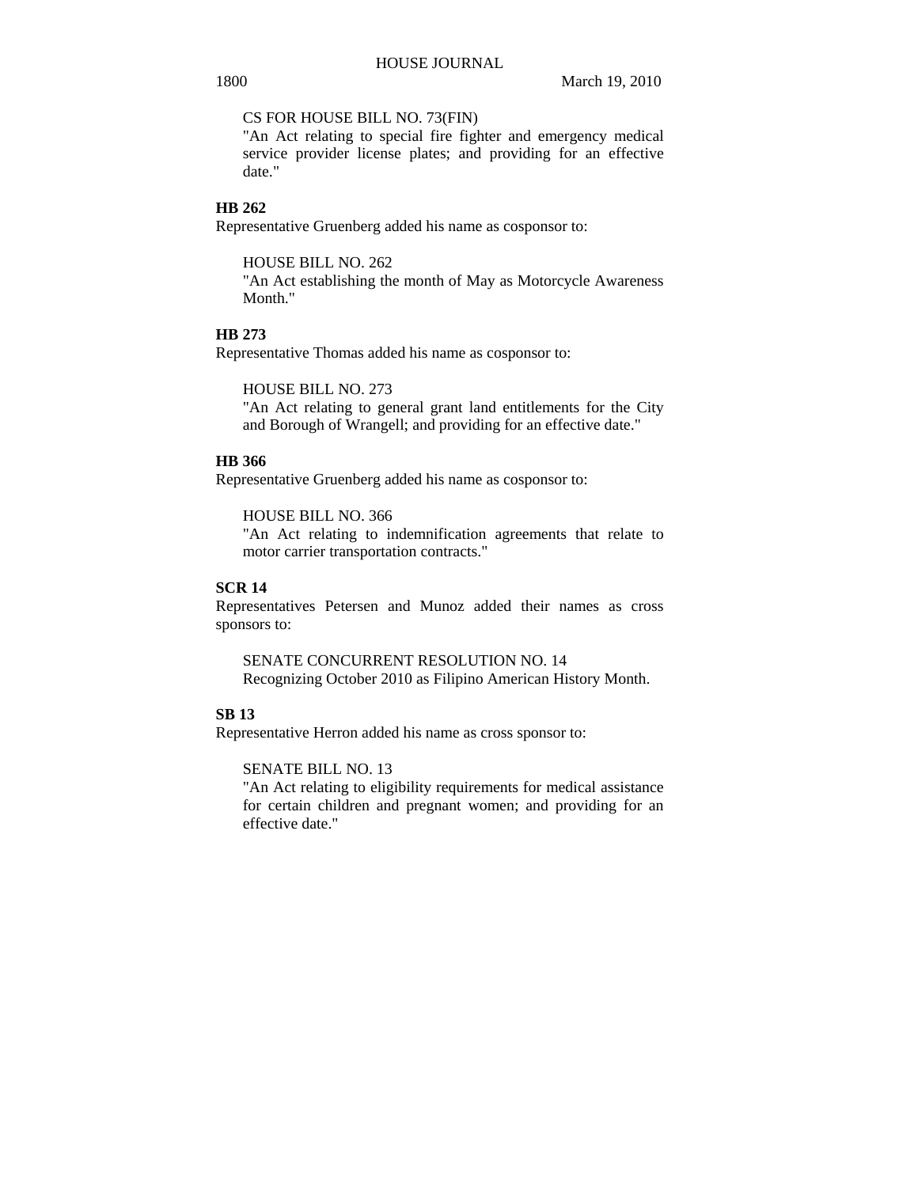CS FOR HOUSE BILL NO. 73(FIN)
"An Act relating to special fire fighter and emergency medical service provider license plates; and providing for an effective date."

**HB 262**

Representative Gruenberg added his name as cosponsor to:

HOUSE BILL NO. 262
"An Act establishing the month of May as Motorcycle Awareness Month."

**HB 273**

Representative Thomas added his name as cosponsor to:

HOUSE BILL NO. 273
"An Act relating to general grant land entitlements for the City and Borough of Wrangell; and providing for an effective date."

**HB 366**

Representative Gruenberg added his name as cosponsor to:

HOUSE BILL NO. 366
"An Act relating to indemnification agreements that relate to motor carrier transportation contracts."

**SCR 14**

Representatives Petersen and Munoz added their names as cross sponsors to:

SENATE CONCURRENT RESOLUTION NO. 14
Recognizing October 2010 as Filipino American History Month.

**SB 13**

Representative Herron added his name as cross sponsor to:

SENATE BILL NO. 13
"An Act relating to eligibility requirements for medical assistance for certain children and pregnant women; and providing for an effective date."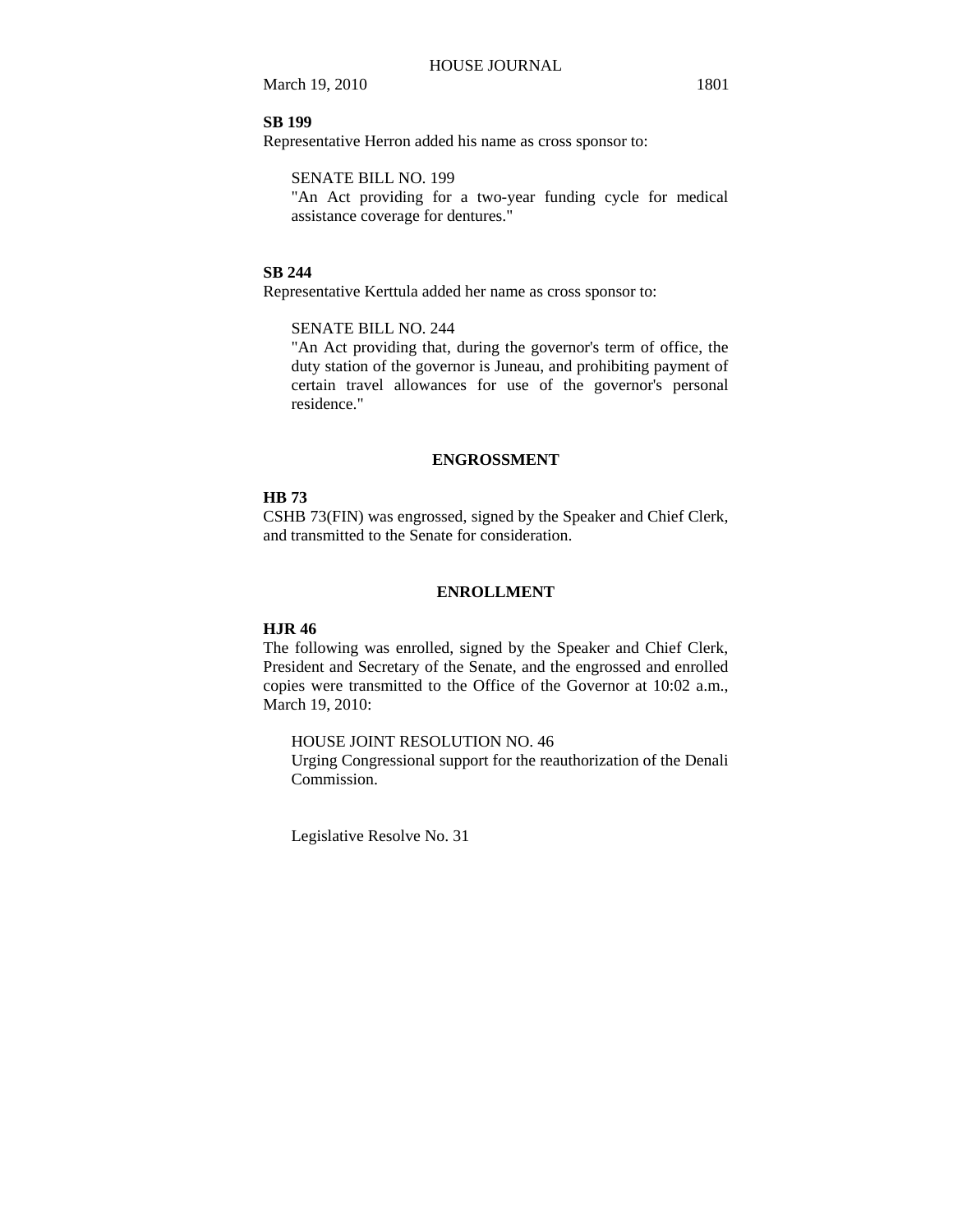**SB 199**

Representative Herron added his name as cross sponsor to:

SENATE BILL NO. 199
"An Act providing for a two-year funding cycle for medical assistance coverage for dentures."

**SB 244**

Representative Kerttula added her name as cross sponsor to:

SENATE BILL NO. 244
"An Act providing that, during the governor's term of office, the duty station of the governor is Juneau, and prohibiting payment of certain travel allowances for use of the governor's personal residence."

## ENGROSSMENT

**HB 73**

CSHB 73(FIN) was engrossed, signed by the Speaker and Chief Clerk, and transmitted to the Senate for consideration.

## ENROLLMENT

**HJR 46**

The following was enrolled, signed by the Speaker and Chief Clerk, President and Secretary of the Senate, and the engrossed and enrolled copies were transmitted to the Office of the Governor at 10:02 a.m., March 19, 2010:

HOUSE JOINT RESOLUTION NO. 46
Urging Congressional support for the reauthorization of the Denali Commission.

Legislative Resolve No. 31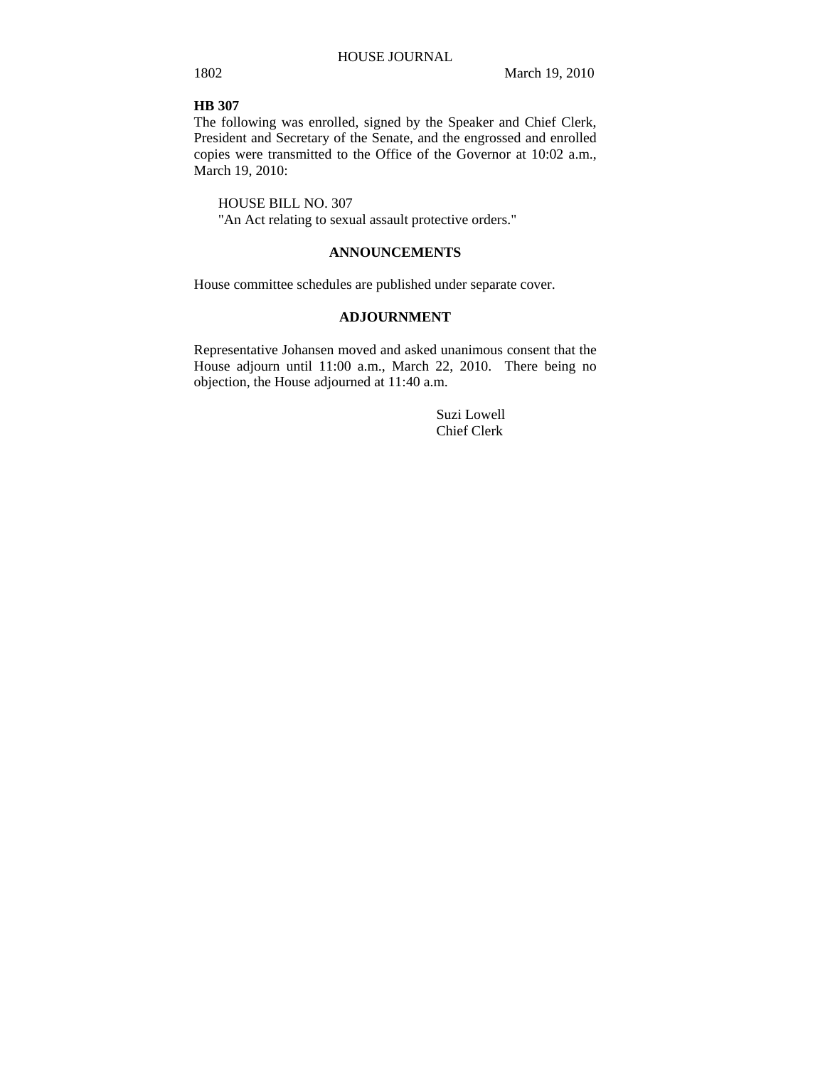**HB 307**

The following was enrolled, signed by the Speaker and Chief Clerk, President and Secretary of the Senate, and the engrossed and enrolled copies were transmitted to the Office of the Governor at 10:02 a.m., March 19, 2010:

HOUSE BILL NO. 307
"An Act relating to sexual assault protective orders."

## ANNOUNCEMENTS

House committee schedules are published under separate cover.

## ADJOURNMENT

Representative Johansen moved and asked unanimous consent that the House adjourn until 11:00 a.m., March 22, 2010. There being no objection, the House adjourned at 11:40 a.m.

Suzi Lowell
Chief Clerk